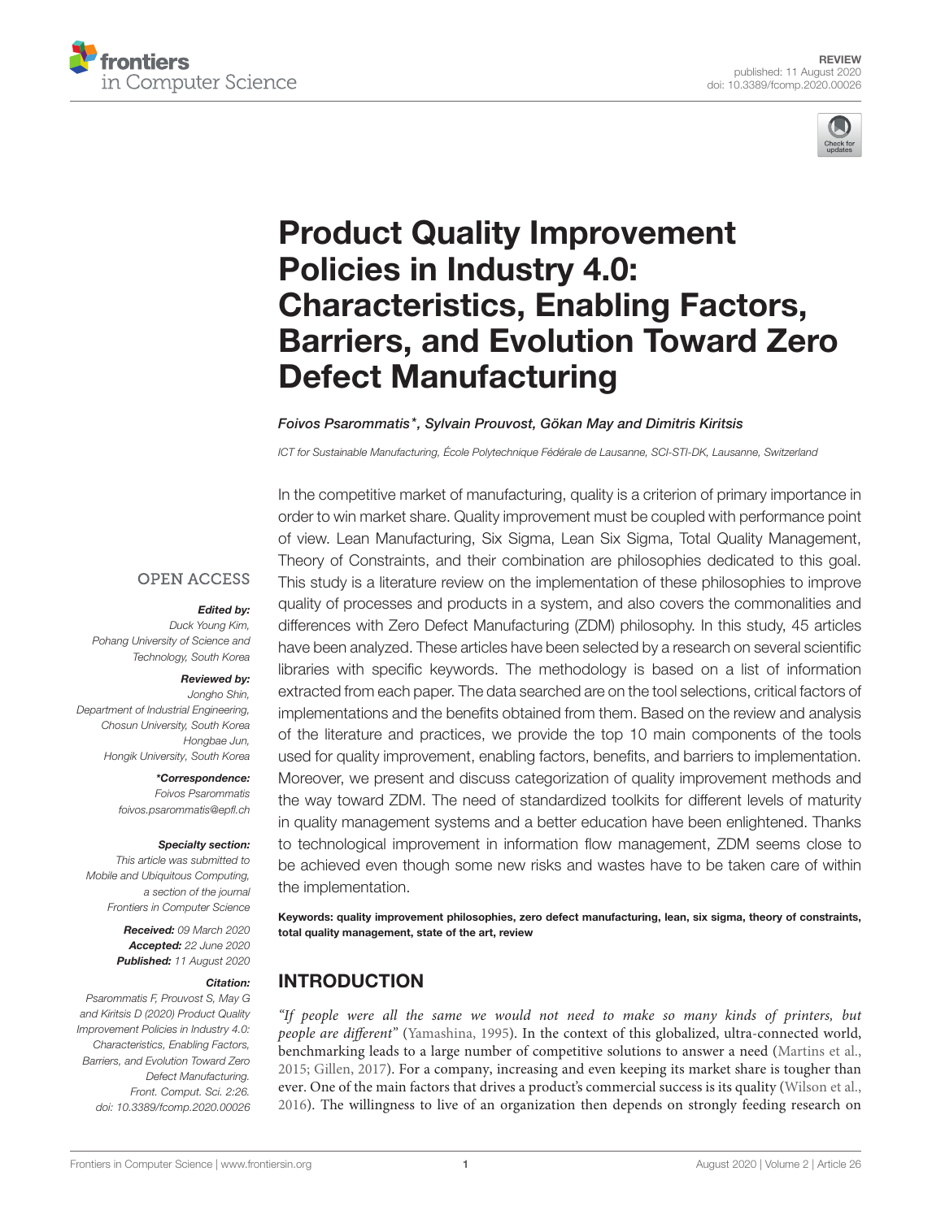REVIEW
published: 11 August 2020
doi: 10.3389/fcomp.2020.00026

# Product Quality Improvement Policies in Industry 4.0: Characteristics, Enabling Factors, Barriers, and Evolution Toward Zero Defect Manufacturing

*Foivos Psarommatis\*, Sylvain Prouvost, Gökan May and Dimitris Kiritsis*

*ICT for Sustainable Manufacturing, École Polytechnique Fédérale de Lausanne, SCI-STI-DK, Lausanne, Switzerland*

OPEN ACCESS

***Edited by:***
*Duck Young Kim,*
*Pohang University of Science and Technology, South Korea*

***Reviewed by:***
*Jongho Shin,*
*Department of Industrial Engineering, Chosun University, South Korea*
*Hongbae Jun,*
*Hongik University, South Korea*

***\*Correspondence:***
*Foivos Psarommatis*
*foivos.psarommatis@epfl.ch*

***Specialty section:***
*This article was submitted to Mobile and Ubiquitous Computing, a section of the journal Frontiers in Computer Science*

***Received:*** *09 March 2020*
***Accepted:*** *22 June 2020*
***Published:*** *11 August 2020*

***Citation:***
*Psarommatis F, Prouvost S, May G and Kiritsis D (2020) Product Quality Improvement Policies in Industry 4.0: Characteristics, Enabling Factors, Barriers, and Evolution Toward Zero Defect Manufacturing. Front. Comput. Sci. 2:26. doi: 10.3389/fcomp.2020.00026*

In the competitive market of manufacturing, quality is a criterion of primary importance in order to win market share. Quality improvement must be coupled with performance point of view. Lean Manufacturing, Six Sigma, Lean Six Sigma, Total Quality Management, Theory of Constraints, and their combination are philosophies dedicated to this goal. This study is a literature review on the implementation of these philosophies to improve quality of processes and products in a system, and also covers the commonalities and differences with Zero Defect Manufacturing (ZDM) philosophy. In this study, 45 articles have been analyzed. These articles have been selected by a research on several scientific libraries with specific keywords. The methodology is based on a list of information extracted from each paper. The data searched are on the tool selections, critical factors of implementations and the benefits obtained from them. Based on the review and analysis of the literature and practices, we provide the top 10 main components of the tools used for quality improvement, enabling factors, benefits, and barriers to implementation. Moreover, we present and discuss categorization of quality improvement methods and the way toward ZDM. The need of standardized toolkits for different levels of maturity in quality management systems and a better education have been enlightened. Thanks to technological improvement in information flow management, ZDM seems close to be achieved even though some new risks and wastes have to be taken care of within the implementation.

**Keywords: quality improvement philosophies, zero defect manufacturing, lean, six sigma, theory of constraints, total quality management, state of the art, review**

## INTRODUCTION

*"If people were all the same we would not need to make so many kinds of printers, but people are different"* (Yamashina, 1995). In the context of this globalized, ultra-connected world, benchmarking leads to a large number of competitive solutions to answer a need (Martins et al., 2015; Gillen, 2017). For a company, increasing and even keeping its market share is tougher than ever. One of the main factors that drives a product's commercial success is its quality (Wilson et al., 2016). The willingness to live of an organization then depends on strongly feeding research on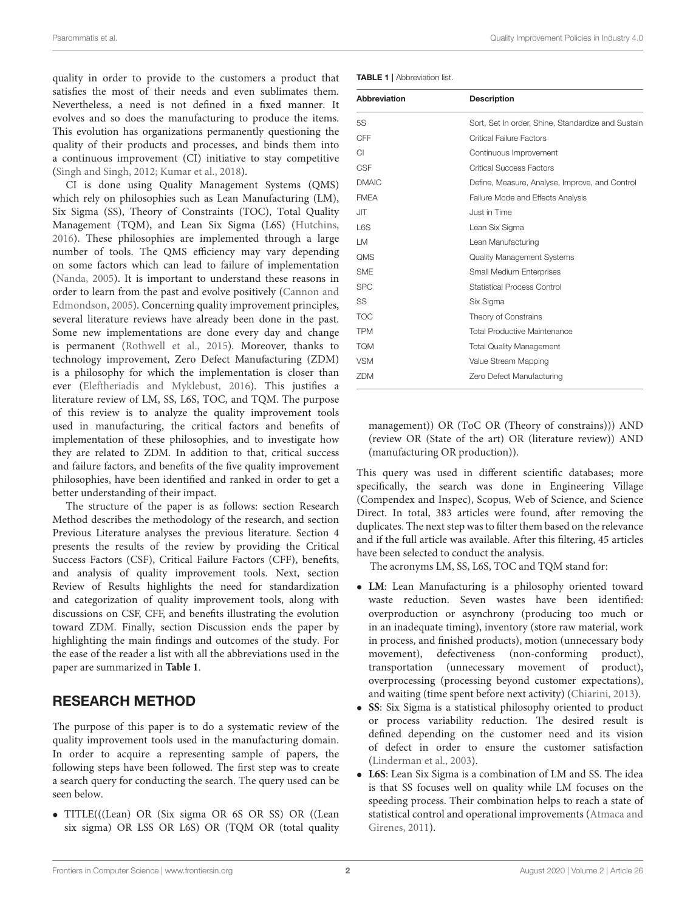quality in order to provide to the customers a product that satisfies the most of their needs and even sublimates them. Nevertheless, a need is not defined in a fixed manner. It evolves and so does the manufacturing to produce the items. This evolution has organizations permanently questioning the quality of their products and processes, and binds them into a continuous improvement (CI) initiative to stay competitive (Singh and Singh, 2012; Kumar et al., 2018).

CI is done using Quality Management Systems (QMS) which rely on philosophies such as Lean Manufacturing (LM), Six Sigma (SS), Theory of Constraints (TOC), Total Quality Management (TQM), and Lean Six Sigma (L6S) (Hutchins, 2016). These philosophies are implemented through a large number of tools. The QMS efficiency may vary depending on some factors which can lead to failure of implementation (Nanda, 2005). It is important to understand these reasons in order to learn from the past and evolve positively (Cannon and Edmondson, 2005). Concerning quality improvement principles, several literature reviews have already been done in the past. Some new implementations are done every day and change is permanent (Rothwell et al., 2015). Moreover, thanks to technology improvement, Zero Defect Manufacturing (ZDM) is a philosophy for which the implementation is closer than ever (Eleftheriadis and Myklebust, 2016). This justifies a literature review of LM, SS, L6S, TOC, and TQM. The purpose of this review is to analyze the quality improvement tools used in manufacturing, the critical factors and benefits of implementation of these philosophies, and to investigate how they are related to ZDM. In addition to that, critical success and failure factors, and benefits of the five quality improvement philosophies, have been identified and ranked in order to get a better understanding of their impact.

The structure of the paper is as follows: section Research Method describes the methodology of the research, and section Previous Literature analyses the previous literature. Section 4 presents the results of the review by providing the Critical Success Factors (CSF), Critical Failure Factors (CFF), benefits, and analysis of quality improvement tools. Next, section Review of Results highlights the need for standardization and categorization of quality improvement tools, along with discussions on CSF, CFF, and benefits illustrating the evolution toward ZDM. Finally, section Discussion ends the paper by highlighting the main findings and outcomes of the study. For the ease of the reader a list with all the abbreviations used in the paper are summarized in **Table 1**.

**TABLE 1** | Abbreviation list.

| Abbreviation | Description |
|---|---|
| 5S | Sort, Set In order, Shine, Standardize and Sustain |
| CFF | Critical Failure Factors |
| CI | Continuous Improvement |
| CSF | Critical Success Factors |
| DMAIC | Define, Measure, Analyse, Improve, and Control |
| FMEA | Failure Mode and Effects Analysis |
| JIT | Just in Time |
| L6S | Lean Six Sigma |
| LM | Lean Manufacturing |
| QMS | Quality Management Systems |
| SME | Small Medium Enterprises |
| SPC | Statistical Process Control |
| SS | Six Sigma |
| TOC | Theory of Constrains |
| TPM | Total Productive Maintenance |
| TQM | Total Quality Management |
| VSM | Value Stream Mapping |
| ZDM | Zero Defect Manufacturing |

## RESEARCH METHOD

The purpose of this paper is to do a systematic review of the quality improvement tools used in the manufacturing domain. In order to acquire a representing sample of papers, the following steps have been followed. The first step was to create a search query for conducting the search. The query used can be seen below.

- TITLE(((Lean) OR (Six sigma OR 6S OR SS) OR ((Lean six sigma) OR LSS OR L6S) OR (TQM OR (total quality management)) OR (ToC OR (Theory of constrains))) AND (review OR (State of the art) OR (literature review)) AND (manufacturing OR production)).

This query was used in different scientific databases; more specifically, the search was done in Engineering Village (Compendex and Inspec), Scopus, Web of Science, and Science Direct. In total, 383 articles were found, after removing the duplicates. The next step was to filter them based on the relevance and if the full article was available. After this filtering, 45 articles have been selected to conduct the analysis.

The acronyms LM, SS, L6S, TOC and TQM stand for:

- **LM**: Lean Manufacturing is a philosophy oriented toward waste reduction. Seven wastes have been identified: overproduction or asynchrony (producing too much or in an inadequate timing), inventory (store raw material, work in process, and finished products), motion (unnecessary body movement), defectiveness (non-conforming product), transportation (unnecessary movement of product), overprocessing (processing beyond customer expectations), and waiting (time spent before next activity) (Chiarini, 2013).
- **SS**: Six Sigma is a statistical philosophy oriented to product or process variability reduction. The desired result is defined depending on the customer need and its vision of defect in order to ensure the customer satisfaction (Linderman et al., 2003).
- **L6S**: Lean Six Sigma is a combination of LM and SS. The idea is that SS focuses well on quality while LM focuses on the speeding process. Their combination helps to reach a state of statistical control and operational improvements (Atmaca and Girenes, 2011).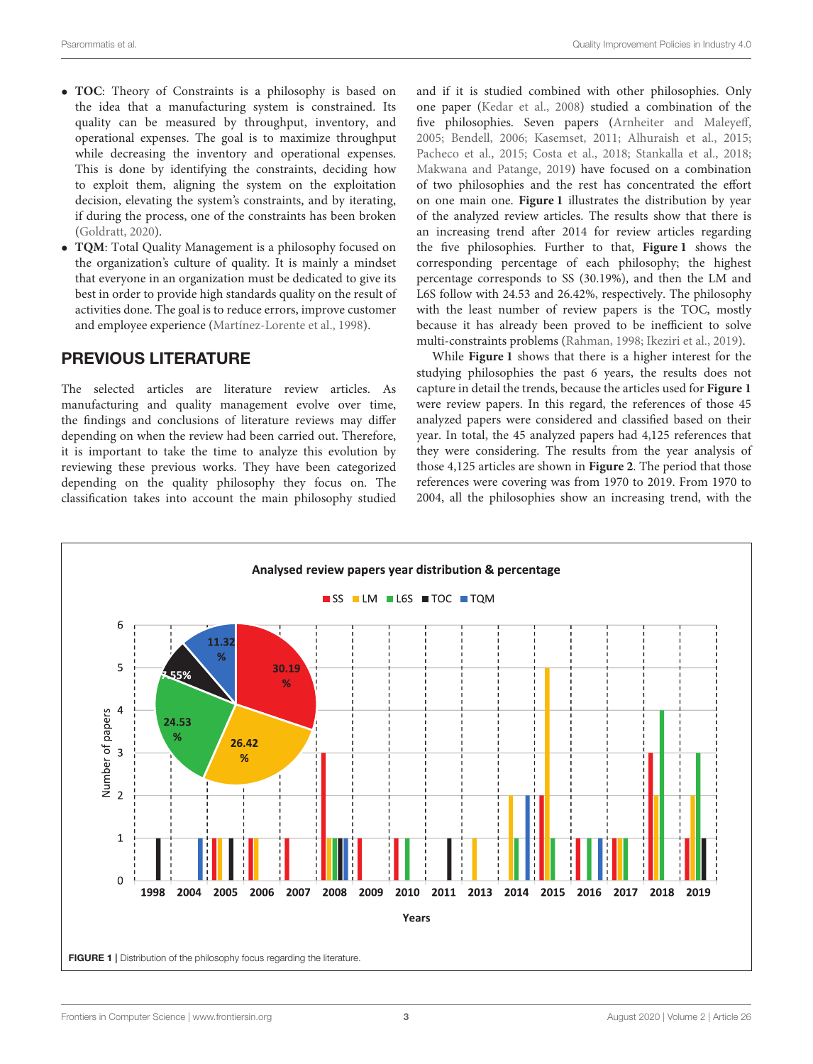- **TOC**: Theory of Constraints is a philosophy is based on the idea that a manufacturing system is constrained. Its quality can be measured by throughput, inventory, and operational expenses. The goal is to maximize throughput while decreasing the inventory and operational expenses. This is done by identifying the constraints, deciding how to exploit them, aligning the system on the exploitation decision, elevating the system's constraints, and by iterating, if during the process, one of the constraints has been broken (Goldratt, 2020).
- **TQM**: Total Quality Management is a philosophy focused on the organization's culture of quality. It is mainly a mindset that everyone in an organization must be dedicated to give its best in order to provide high standards quality on the result of activities done. The goal is to reduce errors, improve customer and employee experience (Martínez-Lorente et al., 1998).

## PREVIOUS LITERATURE

The selected articles are literature review articles. As manufacturing and quality management evolve over time, the findings and conclusions of literature reviews may differ depending on when the review had been carried out. Therefore, it is important to take the time to analyze this evolution by reviewing these previous works. They have been categorized depending on the quality philosophy they focus on. The classification takes into account the main philosophy studied and if it is studied combined with other philosophies. Only one paper (Kedar et al., 2008) studied a combination of the five philosophies. Seven papers (Arnheiter and Maleyeff, 2005; Bendell, 2006; Kasemset, 2011; Alhuraish et al., 2015; Pacheco et al., 2015; Costa et al., 2018; Stankalla et al., 2018; Makwana and Patange, 2019) have focused on a combination of two philosophies and the rest has concentrated the effort on one main one. **Figure 1** illustrates the distribution by year of the analyzed review articles. The results show that there is an increasing trend after 2014 for review articles regarding the five philosophies. Further to that, **Figure 1** shows the corresponding percentage of each philosophy; the highest percentage corresponds to SS (30.19%), and then the LM and L6S follow with 24.53 and 26.42%, respectively. The philosophy with the least number of review papers is the TOC, mostly because it has already been proved to be inefficient to solve multi-constraints problems (Rahman, 1998; Ikeziri et al., 2019).

While **Figure 1** shows that there is a higher interest for the studying philosophies the past 6 years, the results does not capture in detail the trends, because the articles used for **Figure 1** were review papers. In this regard, the references of those 45 analyzed papers were considered and classified based on their year. In total, the 45 analyzed papers had 4,125 references that they were considering. The results from the year analysis of those 4,125 articles are shown in **Figure 2**. The period that those references were covering was from 1970 to 2019. From 1970 to 2004, all the philosophies show an increasing trend, with the

**FIGURE 1** | Distribution of the philosophy focus regarding the literature.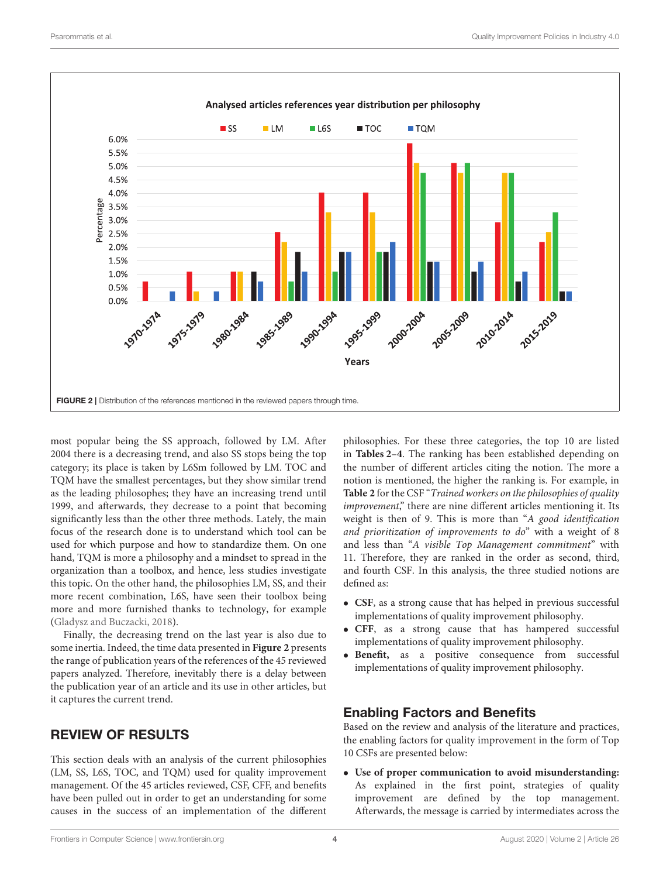FIGURE 2 | Distribution of the references mentioned in the reviewed papers through time.

most popular being the SS approach, followed by LM. After 2004 there is a decreasing trend, and also SS stops being the top category; its place is taken by L6Sm followed by LM. TOC and TQM have the smallest percentages, but they show similar trend as the leading philosophes; they have an increasing trend until 1999, and afterwards, they decrease to a point that becoming significantly less than the other three methods. Lately, the main focus of the research done is to understand which tool can be used for which purpose and how to standardize them. On one hand, TQM is more a philosophy and a mindset to spread in the organization than a toolbox, and hence, less studies investigate this topic. On the other hand, the philosophies LM, SS, and their more recent combination, L6S, have seen their toolbox being more and more furnished thanks to technology, for example (Gladysz and Buczacki, 2018).

Finally, the decreasing trend on the last year is also due to some inertia. Indeed, the time data presented in **Figure 2** presents the range of publication years of the references of the 45 reviewed papers analyzed. Therefore, inevitably there is a delay between the publication year of an article and its use in other articles, but it captures the current trend.

## REVIEW OF RESULTS

This section deals with an analysis of the current philosophies (LM, SS, L6S, TOC, and TQM) used for quality improvement management. Of the 45 articles reviewed, CSF, CFF, and benefits have been pulled out in order to get an understanding for some causes in the success of an implementation of the different philosophies. For these three categories, the top 10 are listed in **Tables 2–4**. The ranking has been established depending on the number of different articles citing the notion. The more a notion is mentioned, the higher the ranking is. For example, in **Table 2** for the CSF "*Trained workers on the philosophies of quality improvement*," there are nine different articles mentioning it. Its weight is then of 9. This is more than "*A good identification and prioritization of improvements to do*" with a weight of 8 and less than "*A visible Top Management commitment*" with 11. Therefore, they are ranked in the order as second, third, and fourth CSF. In this analysis, the three studied notions are defined as:

- **CSF**, as a strong cause that has helped in previous successful implementations of quality improvement philosophy.
- **CFF**, as a strong cause that has hampered successful implementations of quality improvement philosophy.
- **Benefit,** as a positive consequence from successful implementations of quality improvement philosophy.

### Enabling Factors and Benefits

Based on the review and analysis of the literature and practices, the enabling factors for quality improvement in the form of Top 10 CSFs are presented below:

- **Use of proper communication to avoid misunderstanding:** As explained in the first point, strategies of quality improvement are defined by the top management. Afterwards, the message is carried by intermediates across the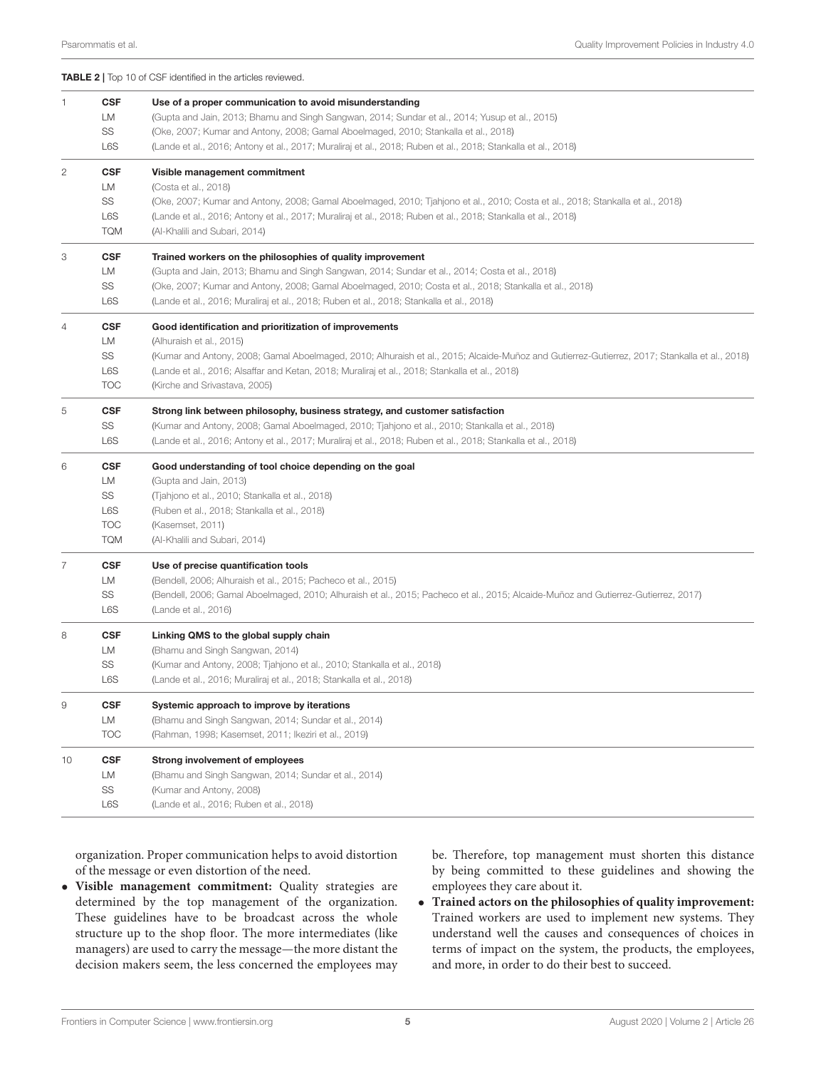**TABLE 2** | Top 10 of CSF identified in the articles reviewed.

| | | |
|---|---|---|
| 1 | **CSF** | **Use of a proper communication to avoid misunderstanding** |
| | LM | (Gupta and Jain, 2013; Bhamu and Singh Sangwan, 2014; Sundar et al., 2014; Yusup et al., 2015) |
| | SS | (Oke, 2007; Kumar and Antony, 2008; Gamal Aboelmaged, 2010; Stankalla et al., 2018) |
| | L6S | (Lande et al., 2016; Antony et al., 2017; Muraliraj et al., 2018; Ruben et al., 2018; Stankalla et al., 2018) |
| 2 | **CSF** | **Visible management commitment** |
| | LM | (Costa et al., 2018) |
| | SS | (Oke, 2007; Kumar and Antony, 2008; Gamal Aboelmaged, 2010; Tjahjono et al., 2010; Costa et al., 2018; Stankalla et al., 2018) |
| | L6S | (Lande et al., 2016; Antony et al., 2017; Muraliraj et al., 2018; Ruben et al., 2018; Stankalla et al., 2018) |
| | TQM | (Al-Khalili and Subari, 2014) |
| 3 | **CSF** | **Trained workers on the philosophies of quality improvement** |
| | LM | (Gupta and Jain, 2013; Bhamu and Singh Sangwan, 2014; Sundar et al., 2014; Costa et al., 2018) |
| | SS | (Oke, 2007; Kumar and Antony, 2008; Gamal Aboelmaged, 2010; Costa et al., 2018; Stankalla et al., 2018) |
| | L6S | (Lande et al., 2016; Muraliraj et al., 2018; Ruben et al., 2018; Stankalla et al., 2018) |
| 4 | **CSF** | **Good identification and prioritization of improvements** |
| | LM | (Alhuraish et al., 2015) |
| | SS | (Kumar and Antony, 2008; Gamal Aboelmaged, 2010; Alhuraish et al., 2015; Alcaide-Muñoz and Gutierrez-Gutierrez, 2017; Stankalla et al., 2018) |
| | L6S | (Lande et al., 2016; Alsaffar and Ketan, 2018; Muraliraj et al., 2018; Stankalla et al., 2018) |
| | TOC | (Kirche and Srivastava, 2005) |
| 5 | **CSF** | **Strong link between philosophy, business strategy, and customer satisfaction** |
| | SS | (Kumar and Antony, 2008; Gamal Aboelmaged, 2010; Tjahjono et al., 2010; Stankalla et al., 2018) |
| | L6S | (Lande et al., 2016; Antony et al., 2017; Muraliraj et al., 2018; Ruben et al., 2018; Stankalla et al., 2018) |
| 6 | **CSF** | **Good understanding of tool choice depending on the goal** |
| | LM | (Gupta and Jain, 2013) |
| | SS | (Tjahjono et al., 2010; Stankalla et al., 2018) |
| | L6S | (Ruben et al., 2018; Stankalla et al., 2018) |
| | TOC | (Kasemset, 2011) |
| | TQM | (Al-Khalili and Subari, 2014) |
| 7 | **CSF** | **Use of precise quantification tools** |
| | LM | (Bendell, 2006; Alhuraish et al., 2015; Pacheco et al., 2015) |
| | SS | (Bendell, 2006; Gamal Aboelmaged, 2010; Alhuraish et al., 2015; Pacheco et al., 2015; Alcaide-Muñoz and Gutierrez-Gutierrez, 2017) |
| | L6S | (Lande et al., 2016) |
| 8 | **CSF** | **Linking QMS to the global supply chain** |
| | LM | (Bhamu and Singh Sangwan, 2014) |
| | SS | (Kumar and Antony, 2008; Tjahjono et al., 2010; Stankalla et al., 2018) |
| | L6S | (Lande et al., 2016; Muraliraj et al., 2018; Stankalla et al., 2018) |
| 9 | **CSF** | **Systemic approach to improve by iterations** |
| | LM | (Bhamu and Singh Sangwan, 2014; Sundar et al., 2014) |
| | TOC | (Rahman, 1998; Kasemset, 2011; Ikeziri et al., 2019) |
| 10 | **CSF** | **Strong involvement of employees** |
| | LM | (Bhamu and Singh Sangwan, 2014; Sundar et al., 2014) |
| | SS | (Kumar and Antony, 2008) |
| | L6S | (Lande et al., 2016; Ruben et al., 2018) |

organization. Proper communication helps to avoid distortion of the message or even distortion of the need.

- **Visible management commitment:** Quality strategies are determined by the top management of the organization. These guidelines have to be broadcast across the whole structure up to the shop floor. The more intermediates (like managers) are used to carry the message—the more distant the decision makers seem, the less concerned the employees may be. Therefore, top management must shorten this distance by being committed to these guidelines and showing the employees they care about it.
- **Trained actors on the philosophies of quality improvement:** Trained workers are used to implement new systems. They understand well the causes and consequences of choices in terms of impact on the system, the products, the employees, and more, in order to do their best to succeed.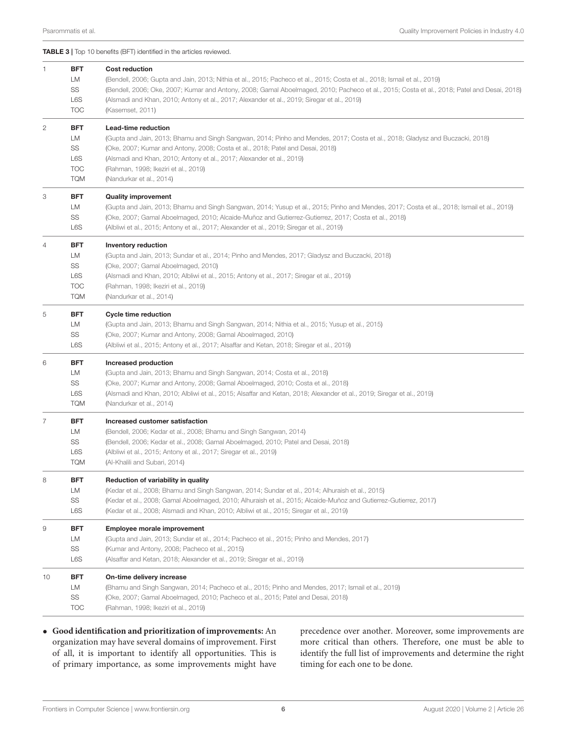**TABLE 3 |** Top 10 benefits (BFT) identified in the articles reviewed.

| # | | |
|---|---|---|
| 1 | **BFT** | **Cost reduction** |
| | LM | (Bendell, 2006; Gupta and Jain, 2013; Nithia et al., 2015; Pacheco et al., 2015; Costa et al., 2018; Ismail et al., 2019) |
| | SS | (Bendell, 2006; Oke, 2007; Kumar and Antony, 2008; Gamal Aboelmaged, 2010; Pacheco et al., 2015; Costa et al., 2018; Patel and Desai, 2018) |
| | L6S | (Alsmadi and Khan, 2010; Antony et al., 2017; Alexander et al., 2019; Siregar et al., 2019) |
| | TOC | (Kasemset, 2011) |
| 2 | **BFT** | **Lead-time reduction** |
| | LM | (Gupta and Jain, 2013; Bhamu and Singh Sangwan, 2014; Pinho and Mendes, 2017; Costa et al., 2018; Gladysz and Buczacki, 2018) |
| | SS | (Oke, 2007; Kumar and Antony, 2008; Costa et al., 2018; Patel and Desai, 2018) |
| | L6S | (Alsmadi and Khan, 2010; Antony et al., 2017; Alexander et al., 2019) |
| | TOC | (Rahman, 1998; Ikeziri et al., 2019) |
| | TQM | (Nandurkar et al., 2014) |
| 3 | **BFT** | **Quality improvement** |
| | LM | (Gupta and Jain, 2013; Bhamu and Singh Sangwan, 2014; Yusup et al., 2015; Pinho and Mendes, 2017; Costa et al., 2018; Ismail et al., 2019) |
| | SS | (Oke, 2007; Gamal Aboelmaged, 2010; Alcaide-Muñoz and Gutierrez-Gutierrez, 2017; Costa et al., 2018) |
| | L6S | (Albliwi et al., 2015; Antony et al., 2017; Alexander et al., 2019; Siregar et al., 2019) |
| 4 | **BFT** | **Inventory reduction** |
| | LM | (Gupta and Jain, 2013; Sundar et al., 2014; Pinho and Mendes, 2017; Gladysz and Buczacki, 2018) |
| | SS | (Oke, 2007; Gamal Aboelmaged, 2010) |
| | L6S | (Alsmadi and Khan, 2010; Albliwi et al., 2015; Antony et al., 2017; Siregar et al., 2019) |
| | TOC | (Rahman, 1998; Ikeziri et al., 2019) |
| | TQM | (Nandurkar et al., 2014) |
| 5 | **BFT** | **Cycle time reduction** |
| | LM | (Gupta and Jain, 2013; Bhamu and Singh Sangwan, 2014; Nithia et al., 2015; Yusup et al., 2015) |
| | SS | (Oke, 2007; Kumar and Antony, 2008; Gamal Aboelmaged, 2010) |
| | L6S | (Albliwi et al., 2015; Antony et al., 2017; Alsaffar and Ketan, 2018; Siregar et al., 2019) |
| 6 | **BFT** | **Increased production** |
| | LM | (Gupta and Jain, 2013; Bhamu and Singh Sangwan, 2014; Costa et al., 2018) |
| | SS | (Oke, 2007; Kumar and Antony, 2008; Gamal Aboelmaged, 2010; Costa et al., 2018) |
| | L6S | (Alsmadi and Khan, 2010; Albliwi et al., 2015; Alsaffar and Ketan, 2018; Alexander et al., 2019; Siregar et al., 2019) |
| | TQM | (Nandurkar et al., 2014) |
| 7 | **BFT** | **Increased customer satisfaction** |
| | LM | (Bendell, 2006; Kedar et al., 2008; Bhamu and Singh Sangwan, 2014) |
| | SS | (Bendell, 2006; Kedar et al., 2008; Gamal Aboelmaged, 2010; Patel and Desai, 2018) |
| | L6S | (Albliwi et al., 2015; Antony et al., 2017; Siregar et al., 2019) |
| | TQM | (Al-Khalili and Subari, 2014) |
| 8 | **BFT** | **Reduction of variability in quality** |
| | LM | (Kedar et al., 2008; Bhamu and Singh Sangwan, 2014; Sundar et al., 2014; Alhuraish et al., 2015) |
| | SS | (Kedar et al., 2008; Gamal Aboelmaged, 2010; Alhuraish et al., 2015; Alcaide-Muñoz and Gutierrez-Gutierrez, 2017) |
| | L6S | (Kedar et al., 2008; Alsmadi and Khan, 2010; Albliwi et al., 2015; Siregar et al., 2019) |
| 9 | **BFT** | **Employee morale improvement** |
| | LM | (Gupta and Jain, 2013; Sundar et al., 2014; Pacheco et al., 2015; Pinho and Mendes, 2017) |
| | SS | (Kumar and Antony, 2008; Pacheco et al., 2015) |
| | L6S | (Alsaffar and Ketan, 2018; Alexander et al., 2019; Siregar et al., 2019) |
| 10 | **BFT** | **On-time delivery increase** |
| | LM | (Bhamu and Singh Sangwan, 2014; Pacheco et al., 2015; Pinho and Mendes, 2017; Ismail et al., 2019) |
| | SS | (Oke, 2007; Gamal Aboelmaged, 2010; Pacheco et al., 2015; Patel and Desai, 2018) |
| | TOC | (Rahman, 1998; Ikeziri et al., 2019) |

- **Good identification and prioritization of improvements:** An organization may have several domains of improvement. First of all, it is important to identify all opportunities. This is of primary importance, as some improvements might have precedence over another. Moreover, some improvements are more critical than others. Therefore, one must be able to identify the full list of improvements and determine the right timing for each one to be done.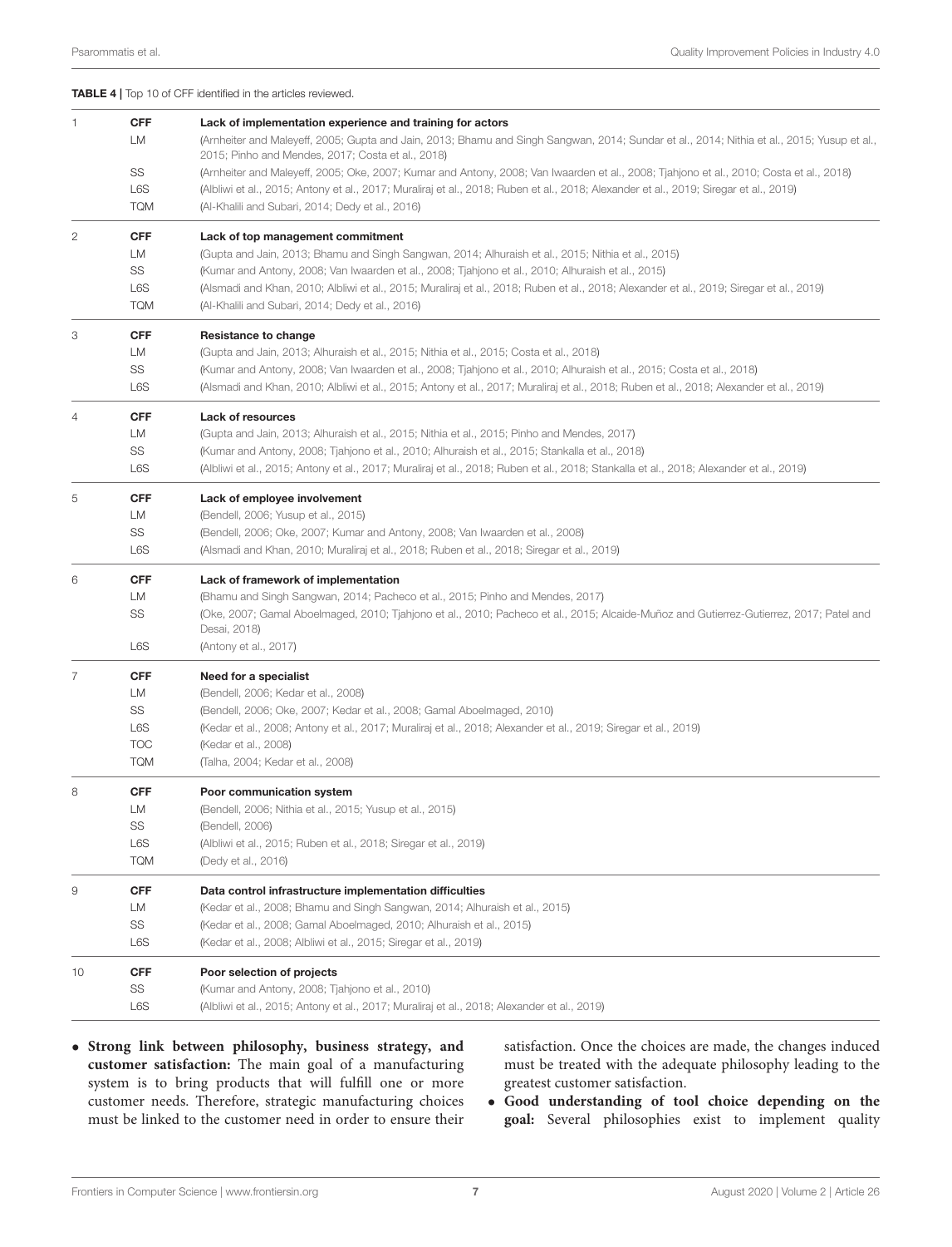**TABLE 4 |** Top 10 of CFF identified in the articles reviewed.

| | | |
|---|---|---|
| 1 | **CFF** | **Lack of implementation experience and training for actors** |
| | LM | (Arnheiter and Maleyeff, 2005; Gupta and Jain, 2013; Bhamu and Singh Sangwan, 2014; Sundar et al., 2014; Nithia et al., 2015; Yusup et al., 2015; Pinho and Mendes, 2017; Costa et al., 2018) |
| | SS | (Arnheiter and Maleyeff, 2005; Oke, 2007; Kumar and Antony, 2008; Van Iwaarden et al., 2008; Tjahjono et al., 2010; Costa et al., 2018) |
| | L6S | (Albliwi et al., 2015; Antony et al., 2017; Muraliraj et al., 2018; Ruben et al., 2018; Alexander et al., 2019; Siregar et al., 2019) |
| | TQM | (Al-Khalili and Subari, 2014; Dedy et al., 2016) |
| 2 | **CFF** | **Lack of top management commitment** |
| | LM | (Gupta and Jain, 2013; Bhamu and Singh Sangwan, 2014; Alhuraish et al., 2015; Nithia et al., 2015) |
| | SS | (Kumar and Antony, 2008; Van Iwaarden et al., 2008; Tjahjono et al., 2010; Alhuraish et al., 2015) |
| | L6S | (Alsmadi and Khan, 2010; Albliwi et al., 2015; Muraliraj et al., 2018; Ruben et al., 2018; Alexander et al., 2019; Siregar et al., 2019) |
| | TQM | (Al-Khalili and Subari, 2014; Dedy et al., 2016) |
| 3 | **CFF** | **Resistance to change** |
| | LM | (Gupta and Jain, 2013; Alhuraish et al., 2015; Nithia et al., 2015; Costa et al., 2018) |
| | SS | (Kumar and Antony, 2008; Van Iwaarden et al., 2008; Tjahjono et al., 2010; Alhuraish et al., 2015; Costa et al., 2018) |
| | L6S | (Alsmadi and Khan, 2010; Albliwi et al., 2015; Antony et al., 2017; Muraliraj et al., 2018; Ruben et al., 2018; Alexander et al., 2019) |
| 4 | **CFF** | **Lack of resources** |
| | LM | (Gupta and Jain, 2013; Alhuraish et al., 2015; Nithia et al., 2015; Pinho and Mendes, 2017) |
| | SS | (Kumar and Antony, 2008; Tjahjono et al., 2010; Alhuraish et al., 2015; Stankalla et al., 2018) |
| | L6S | (Albliwi et al., 2015; Antony et al., 2017; Muraliraj et al., 2018; Ruben et al., 2018; Stankalla et al., 2018; Alexander et al., 2019) |
| 5 | **CFF** | **Lack of employee involvement** |
| | LM | (Bendell, 2006; Yusup et al., 2015) |
| | SS | (Bendell, 2006; Oke, 2007; Kumar and Antony, 2008; Van Iwaarden et al., 2008) |
| | L6S | (Alsmadi and Khan, 2010; Muraliraj et al., 2018; Ruben et al., 2018; Siregar et al., 2019) |
| 6 | **CFF** | **Lack of framework of implementation** |
| | LM | (Bhamu and Singh Sangwan, 2014; Pacheco et al., 2015; Pinho and Mendes, 2017) |
| | SS | (Oke, 2007; Gamal Aboelmaged, 2010; Tjahjono et al., 2010; Pacheco et al., 2015; Alcaide-Muñoz and Gutierrez-Gutierrez, 2017; Patel and Desai, 2018) |
| | L6S | (Antony et al., 2017) |
| 7 | **CFF** | **Need for a specialist** |
| | LM | (Bendell, 2006; Kedar et al., 2008) |
| | SS | (Bendell, 2006; Oke, 2007; Kedar et al., 2008; Gamal Aboelmaged, 2010) |
| | L6S | (Kedar et al., 2008; Antony et al., 2017; Muraliraj et al., 2018; Alexander et al., 2019; Siregar et al., 2019) |
| | TOC | (Kedar et al., 2008) |
| | TQM | (Talha, 2004; Kedar et al., 2008) |
| 8 | **CFF** | **Poor communication system** |
| | LM | (Bendell, 2006; Nithia et al., 2015; Yusup et al., 2015) |
| | SS | (Bendell, 2006) |
| | L6S | (Albliwi et al., 2015; Ruben et al., 2018; Siregar et al., 2019) |
| | TQM | (Dedy et al., 2016) |
| 9 | **CFF** | **Data control infrastructure implementation difficulties** |
| | LM | (Kedar et al., 2008; Bhamu and Singh Sangwan, 2014; Alhuraish et al., 2015) |
| | SS | (Kedar et al., 2008; Gamal Aboelmaged, 2010; Alhuraish et al., 2015) |
| | L6S | (Kedar et al., 2008; Albliwi et al., 2015; Siregar et al., 2019) |
| 10 | **CFF** | **Poor selection of projects** |
| | SS | (Kumar and Antony, 2008; Tjahjono et al., 2010) |
| | L6S | (Albliwi et al., 2015; Antony et al., 2017; Muraliraj et al., 2018; Alexander et al., 2019) |

- **Strong link between philosophy, business strategy, and customer satisfaction:** The main goal of a manufacturing system is to bring products that will fulfill one or more customer needs. Therefore, strategic manufacturing choices must be linked to the customer need in order to ensure their satisfaction. Once the choices are made, the changes induced must be treated with the adequate philosophy leading to the greatest customer satisfaction.
- **Good understanding of tool choice depending on the goal:** Several philosophies exist to implement quality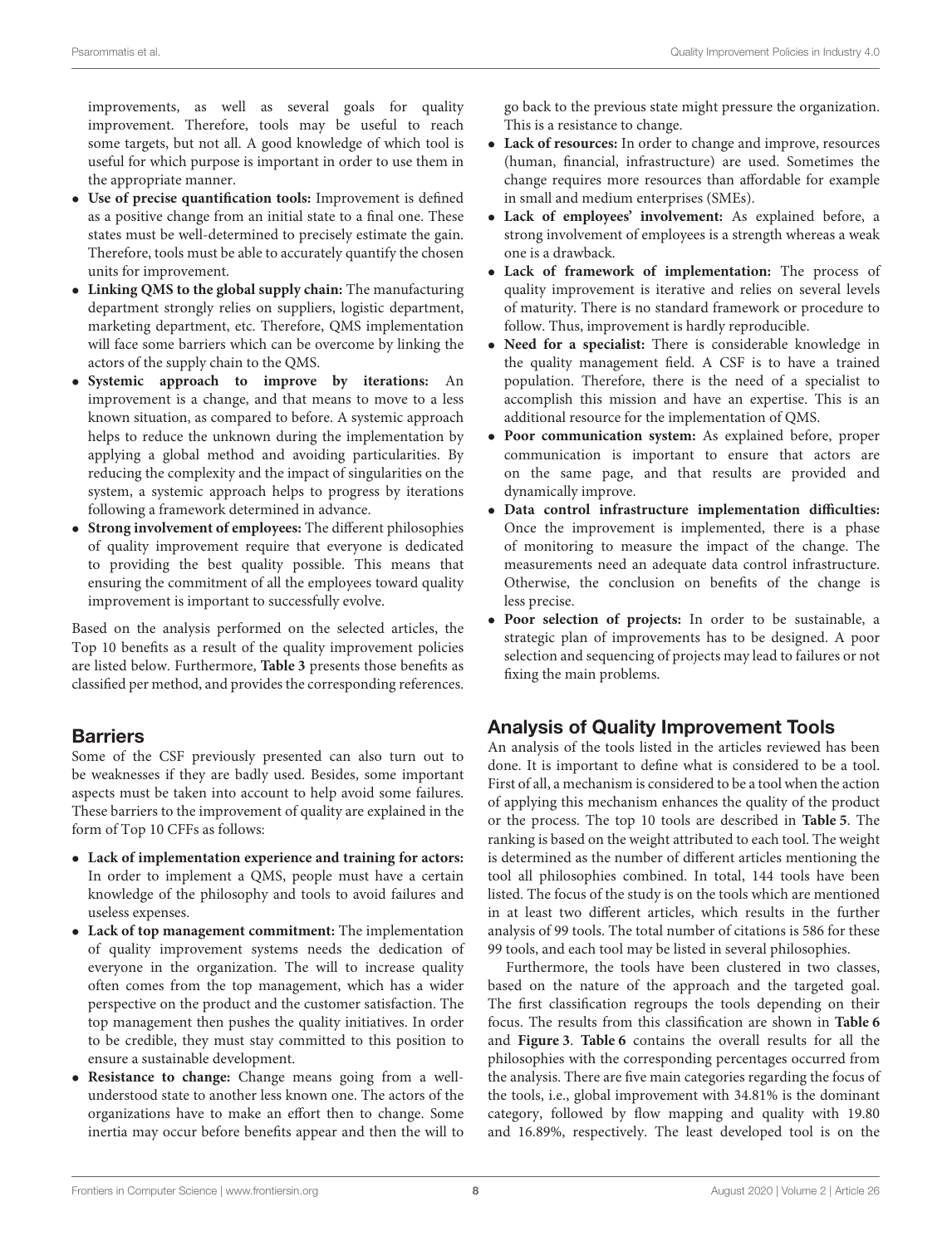improvements, as well as several goals for quality improvement. Therefore, tools may be useful to reach some targets, but not all. A good knowledge of which tool is useful for which purpose is important in order to use them in the appropriate manner.

- **Use of precise quantification tools:** Improvement is defined as a positive change from an initial state to a final one. These states must be well-determined to precisely estimate the gain. Therefore, tools must be able to accurately quantify the chosen units for improvement.
- **Linking QMS to the global supply chain:** The manufacturing department strongly relies on suppliers, logistic department, marketing department, etc. Therefore, QMS implementation will face some barriers which can be overcome by linking the actors of the supply chain to the QMS.
- **Systemic approach to improve by iterations:** An improvement is a change, and that means to move to a less known situation, as compared to before. A systemic approach helps to reduce the unknown during the implementation by applying a global method and avoiding particularities. By reducing the complexity and the impact of singularities on the system, a systemic approach helps to progress by iterations following a framework determined in advance.
- **Strong involvement of employees:** The different philosophies of quality improvement require that everyone is dedicated to providing the best quality possible. This means that ensuring the commitment of all the employees toward quality improvement is important to successfully evolve.

Based on the analysis performed on the selected articles, the Top 10 benefits as a result of the quality improvement policies are listed below. Furthermore, **Table 3** presents those benefits as classified per method, and provides the corresponding references.

## Barriers

Some of the CSF previously presented can also turn out to be weaknesses if they are badly used. Besides, some important aspects must be taken into account to help avoid some failures. These barriers to the improvement of quality are explained in the form of Top 10 CFFs as follows:

- **Lack of implementation experience and training for actors:** In order to implement a QMS, people must have a certain knowledge of the philosophy and tools to avoid failures and useless expenses.
- **Lack of top management commitment:** The implementation of quality improvement systems needs the dedication of everyone in the organization. The will to increase quality often comes from the top management, which has a wider perspective on the product and the customer satisfaction. The top management then pushes the quality initiatives. In order to be credible, they must stay committed to this position to ensure a sustainable development.
- **Resistance to change:** Change means going from a well-understood state to another less known one. The actors of the organizations have to make an effort then to change. Some inertia may occur before benefits appear and then the will to go back to the previous state might pressure the organization. This is a resistance to change.
- **Lack of resources:** In order to change and improve, resources (human, financial, infrastructure) are used. Sometimes the change requires more resources than affordable for example in small and medium enterprises (SMEs).
- **Lack of employees' involvement:** As explained before, a strong involvement of employees is a strength whereas a weak one is a drawback.
- **Lack of framework of implementation:** The process of quality improvement is iterative and relies on several levels of maturity. There is no standard framework or procedure to follow. Thus, improvement is hardly reproducible.
- **Need for a specialist:** There is considerable knowledge in the quality management field. A CSF is to have a trained population. Therefore, there is the need of a specialist to accomplish this mission and have an expertise. This is an additional resource for the implementation of QMS.
- **Poor communication system:** As explained before, proper communication is important to ensure that actors are on the same page, and that results are provided and dynamically improve.
- **Data control infrastructure implementation difficulties:** Once the improvement is implemented, there is a phase of monitoring to measure the impact of the change. The measurements need an adequate data control infrastructure. Otherwise, the conclusion on benefits of the change is less precise.
- **Poor selection of projects:** In order to be sustainable, a strategic plan of improvements has to be designed. A poor selection and sequencing of projects may lead to failures or not fixing the main problems.

## Analysis of Quality Improvement Tools

An analysis of the tools listed in the articles reviewed has been done. It is important to define what is considered to be a tool. First of all, a mechanism is considered to be a tool when the action of applying this mechanism enhances the quality of the product or the process. The top 10 tools are described in **Table 5**. The ranking is based on the weight attributed to each tool. The weight is determined as the number of different articles mentioning the tool all philosophies combined. In total, 144 tools have been listed. The focus of the study is on the tools which are mentioned in at least two different articles, which results in the further analysis of 99 tools. The total number of citations is 586 for these 99 tools, and each tool may be listed in several philosophies.

Furthermore, the tools have been clustered in two classes, based on the nature of the approach and the targeted goal. The first classification regroups the tools depending on their focus. The results from this classification are shown in **Table 6** and **Figure 3**. **Table 6** contains the overall results for all the philosophies with the corresponding percentages occurred from the analysis. There are five main categories regarding the focus of the tools, i.e., global improvement with 34.81% is the dominant category, followed by flow mapping and quality with 19.80 and 16.89%, respectively. The least developed tool is on the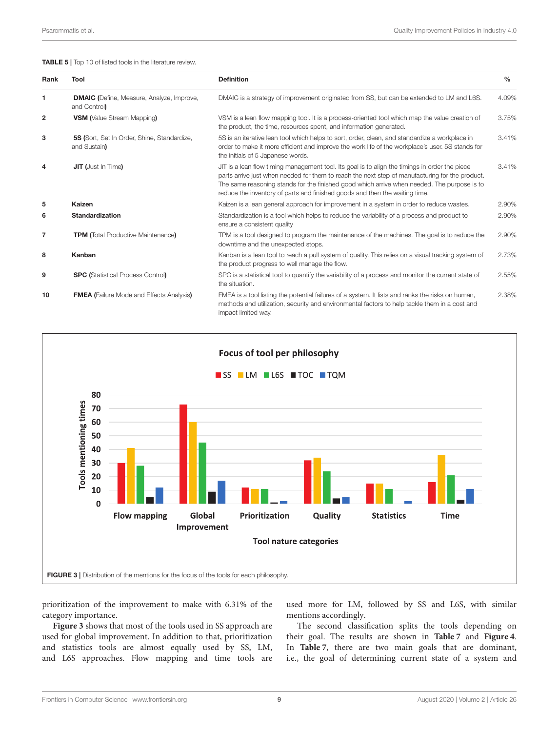**TABLE 5 |** Top 10 of listed tools in the literature review.

| Rank | Tool | Definition | % |
|---|---|---|---|
| 1 | **DMAIC (**Define, Measure, Analyze, Improve, and Control**)** | DMAIC is a strategy of improvement originated from SS, but can be extended to LM and L6S. | 4.09% |
| 2 | **VSM (**Value Stream Mapping**)** | VSM is a lean flow mapping tool. It is a process-oriented tool which map the value creation of the product, the time, resources spent, and information generated. | 3.75% |
| 3 | **5S (**Sort, Set In Order, Shine, Standardize, and Sustain**)** | 5S is an iterative lean tool which helps to sort, order, clean, and standardize a workplace in order to make it more efficient and improve the work life of the workplace's user. 5S stands for the initials of 5 Japanese words. | 3.41% |
| 4 | **JIT (**Just In Time**)** | JIT is a lean flow timing management tool. Its goal is to align the timings in order the piece parts arrive just when needed for them to reach the next step of manufacturing for the product. The same reasoning stands for the finished good which arrive when needed. The purpose is to reduce the inventory of parts and finished goods and then the waiting time. | 3.41% |
| 5 | **Kaizen** | Kaizen is a lean general approach for improvement in a system in order to reduce wastes. | 2.90% |
| 6 | **Standardization** | Standardization is a tool which helps to reduce the variability of a process and product to ensure a consistent quality | 2.90% |
| 7 | **TPM (**Total Productive Maintenance**)** | TPM is a tool designed to program the maintenance of the machines. The goal is to reduce the downtime and the unexpected stops. | 2.90% |
| 8 | **Kanban** | Kanban is a lean tool to reach a pull system of quality. This relies on a visual tracking system of the product progress to well manage the flow. | 2.73% |
| 9 | **SPC (**Statistical Process Control**)** | SPC is a statistical tool to quantify the variability of a process and monitor the current state of the situation. | 2.55% |
| 10 | **FMEA (**Failure Mode and Effects Analysis**)** | FMEA is a tool listing the potential failures of a system. It lists and ranks the risks on human, methods and utilization, security and environmental factors to help tackle them in a cost and impact limited way. | 2.38% |

**FIGURE 3 |** Distribution of the mentions for the focus of the tools for each philosophy.

prioritization of the improvement to make with 6.31% of the category importance.

**Figure 3** shows that most of the tools used in SS approach are used for global improvement. In addition to that, prioritization and statistics tools are almost equally used by SS, LM, and L6S approaches. Flow mapping and time tools are used more for LM, followed by SS and L6S, with similar mentions accordingly.

The second classification splits the tools depending on their goal. The results are shown in **Table 7** and **Figure 4**. In **Table 7**, there are two main goals that are dominant, i.e., the goal of determining current state of a system and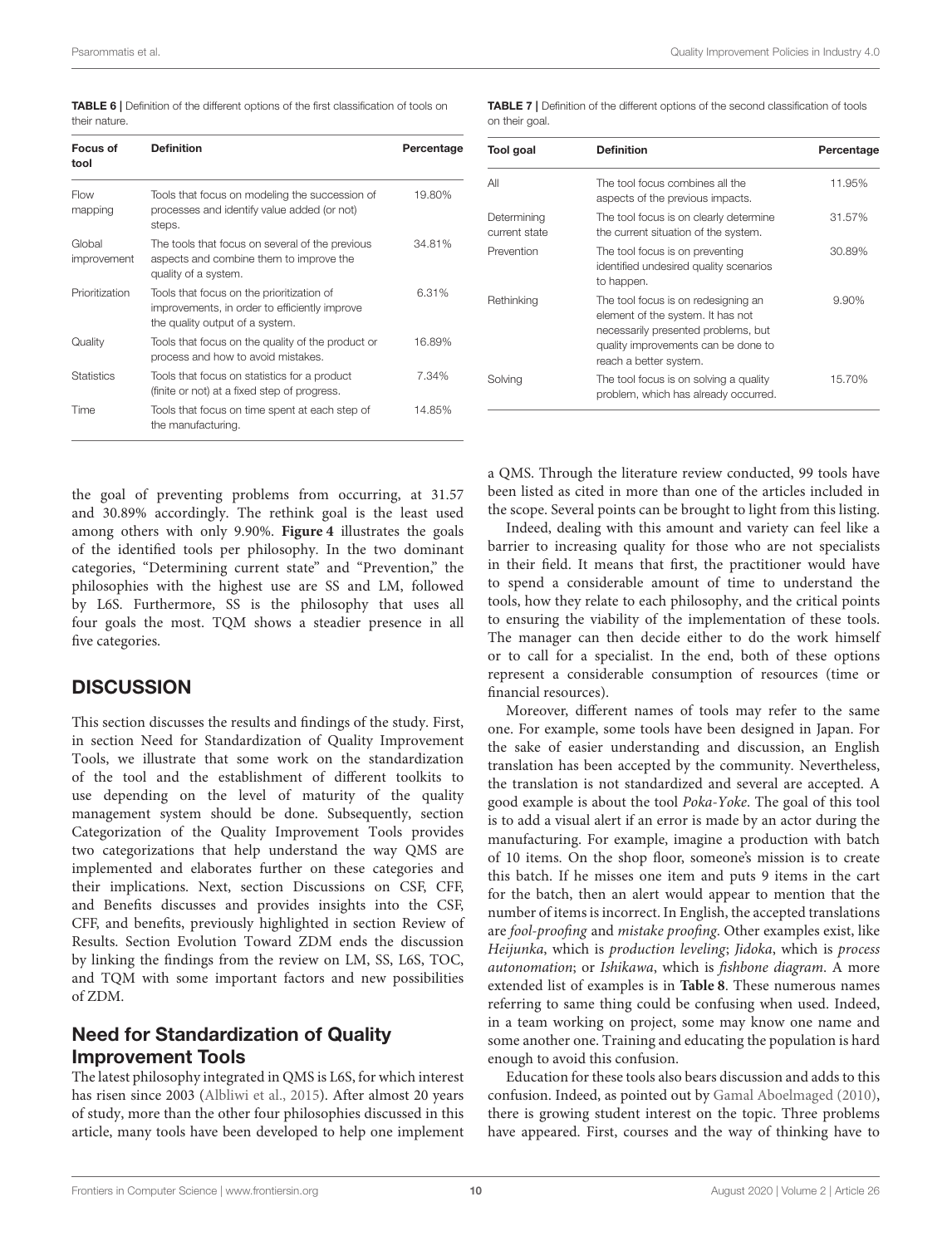**TABLE 6 |** Definition of the different options of the first classification of tools on their nature.

| Focus of tool | Definition | Percentage |
|---|---|---|
| Flow mapping | Tools that focus on modeling the succession of processes and identify value added (or not) steps. | 19.80% |
| Global improvement | The tools that focus on several of the previous aspects and combine them to improve the quality of a system. | 34.81% |
| Prioritization | Tools that focus on the prioritization of improvements, in order to efficiently improve the quality output of a system. | 6.31% |
| Quality | Tools that focus on the quality of the product or process and how to avoid mistakes. | 16.89% |
| Statistics | Tools that focus on statistics for a product (finite or not) at a fixed step of progress. | 7.34% |
| Time | Tools that focus on time spent at each step of the manufacturing. | 14.85% |

**TABLE 7 |** Definition of the different options of the second classification of tools on their goal.

| Tool goal | Definition | Percentage |
|---|---|---|
| All | The tool focus combines all the aspects of the previous impacts. | 11.95% |
| Determining current state | The tool focus is on clearly determine the current situation of the system. | 31.57% |
| Prevention | The tool focus is on preventing identified undesired quality scenarios to happen. | 30.89% |
| Rethinking | The tool focus is on redesigning an element of the system. It has not necessarily presented problems, but quality improvements can be done to reach a better system. | 9.90% |
| Solving | The tool focus is on solving a quality problem, which has already occurred. | 15.70% |

the goal of preventing problems from occurring, at 31.57 and 30.89% accordingly. The rethink goal is the least used among others with only 9.90%. **Figure 4** illustrates the goals of the identified tools per philosophy. In the two dominant categories, "Determining current state" and "Prevention," the philosophies with the highest use are SS and LM, followed by L6S. Furthermore, SS is the philosophy that uses all four goals the most. TQM shows a steadier presence in all five categories.

## DISCUSSION

This section discusses the results and findings of the study. First, in section Need for Standardization of Quality Improvement Tools, we illustrate that some work on the standardization of the tool and the establishment of different toolkits to use depending on the level of maturity of the quality management system should be done. Subsequently, section Categorization of the Quality Improvement Tools provides two categorizations that help understand the way QMS are implemented and elaborates further on these categories and their implications. Next, section Discussions on CSF, CFF, and Benefits discusses and provides insights into the CSF, CFF, and benefits, previously highlighted in section Review of Results. Section Evolution Toward ZDM ends the discussion by linking the findings from the review on LM, SS, L6S, TOC, and TQM with some important factors and new possibilities of ZDM.

### Need for Standardization of Quality Improvement Tools

The latest philosophy integrated in QMS is L6S, for which interest has risen since 2003 (Albliwi et al., 2015). After almost 20 years of study, more than the other four philosophies discussed in this article, many tools have been developed to help one implement a QMS. Through the literature review conducted, 99 tools have been listed as cited in more than one of the articles included in the scope. Several points can be brought to light from this listing.

Indeed, dealing with this amount and variety can feel like a barrier to increasing quality for those who are not specialists in their field. It means that first, the practitioner would have to spend a considerable amount of time to understand the tools, how they relate to each philosophy, and the critical points to ensuring the viability of the implementation of these tools. The manager can then decide either to do the work himself or to call for a specialist. In the end, both of these options represent a considerable consumption of resources (time or financial resources).

Moreover, different names of tools may refer to the same one. For example, some tools have been designed in Japan. For the sake of easier understanding and discussion, an English translation has been accepted by the community. Nevertheless, the translation is not standardized and several are accepted. A good example is about the tool *Poka-Yoke*. The goal of this tool is to add a visual alert if an error is made by an actor during the manufacturing. For example, imagine a production with batch of 10 items. On the shop floor, someone's mission is to create this batch. If he misses one item and puts 9 items in the cart for the batch, then an alert would appear to mention that the number of items is incorrect. In English, the accepted translations are *fool-proofing* and *mistake proofing*. Other examples exist, like *Heijunka*, which is *production leveling*; *Jidoka*, which is *process autonomation*; or *Ishikawa*, which is *fishbone diagram*. A more extended list of examples is in **Table 8**. These numerous names referring to same thing could be confusing when used. Indeed, in a team working on project, some may know one name and some another one. Training and educating the population is hard enough to avoid this confusion.

Education for these tools also bears discussion and adds to this confusion. Indeed, as pointed out by Gamal Aboelmaged (2010), there is growing student interest on the topic. Three problems have appeared. First, courses and the way of thinking have to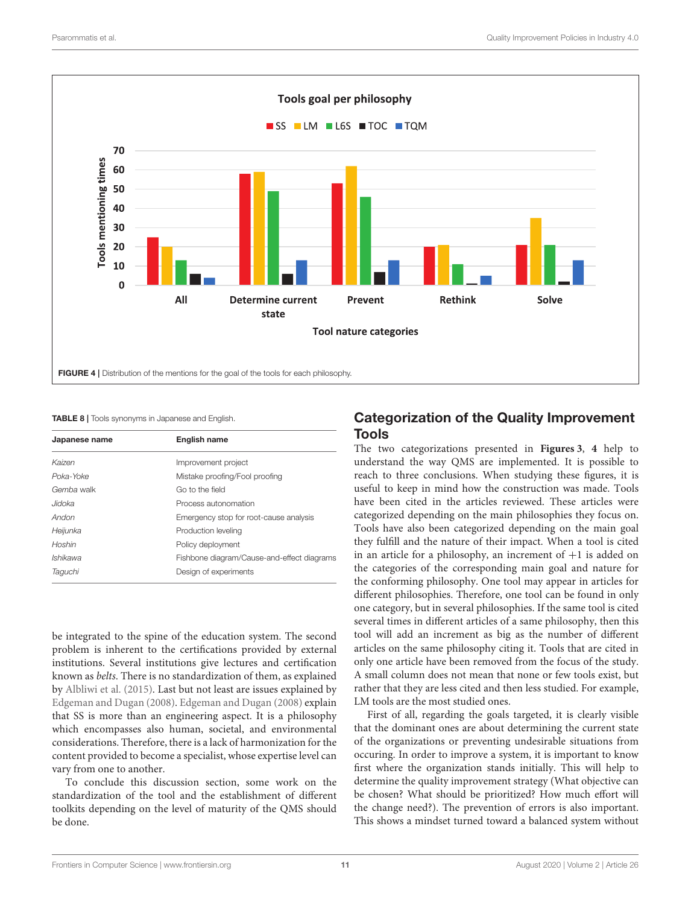FIGURE 4 | Distribution of the mentions for the goal of the tools for each philosophy.

TABLE 8 | Tools synonyms in Japanese and English.

| Japanese name | English name |
|---|---|
| *Kaizen* | Improvement project |
| *Poka-Yoke* | Mistake proofing/Fool proofing |
| *Gemba* walk | Go to the field |
| *Jidoka* | Process autonomation |
| *Andon* | Emergency stop for root-cause analysis |
| *Heijunka* | Production leveling |
| *Hoshin* | Policy deployment |
| *Ishikawa* | Fishbone diagram/Cause-and-effect diagrams |
| *Taguchi* | Design of experiments |

be integrated to the spine of the education system. The second problem is inherent to the certifications provided by external institutions. Several institutions give lectures and certification known as *belts*. There is no standardization of them, as explained by Albliwi et al. (2015). Last but not least are issues explained by Edgeman and Dugan (2008). Edgeman and Dugan (2008) explain that SS is more than an engineering aspect. It is a philosophy which encompasses also human, societal, and environmental considerations. Therefore, there is a lack of harmonization for the content provided to become a specialist, whose expertise level can vary from one to another.

To conclude this discussion section, some work on the standardization of the tool and the establishment of different toolkits depending on the level of maturity of the QMS should be done.

## Categorization of the Quality Improvement Tools

The two categorizations presented in **Figures 3**, **4** help to understand the way QMS are implemented. It is possible to reach to three conclusions. When studying these figures, it is useful to keep in mind how the construction was made. Tools have been cited in the articles reviewed. These articles were categorized depending on the main philosophies they focus on. Tools have also been categorized depending on the main goal they fulfill and the nature of their impact. When a tool is cited in an article for a philosophy, an increment of +1 is added on the categories of the corresponding main goal and nature for the conforming philosophy. One tool may appear in articles for different philosophies. Therefore, one tool can be found in only one category, but in several philosophies. If the same tool is cited several times in different articles of a same philosophy, then this tool will add an increment as big as the number of different articles on the same philosophy citing it. Tools that are cited in only one article have been removed from the focus of the study. A small column does not mean that none or few tools exist, but rather that they are less cited and then less studied. For example, LM tools are the most studied ones.

First of all, regarding the goals targeted, it is clearly visible that the dominant ones are about determining the current state of the organizations or preventing undesirable situations from occuring. In order to improve a system, it is important to know first where the organization stands initially. This will help to determine the quality improvement strategy (What objective can be chosen? What should be prioritized? How much effort will the change need?). The prevention of errors is also important. This shows a mindset turned toward a balanced system without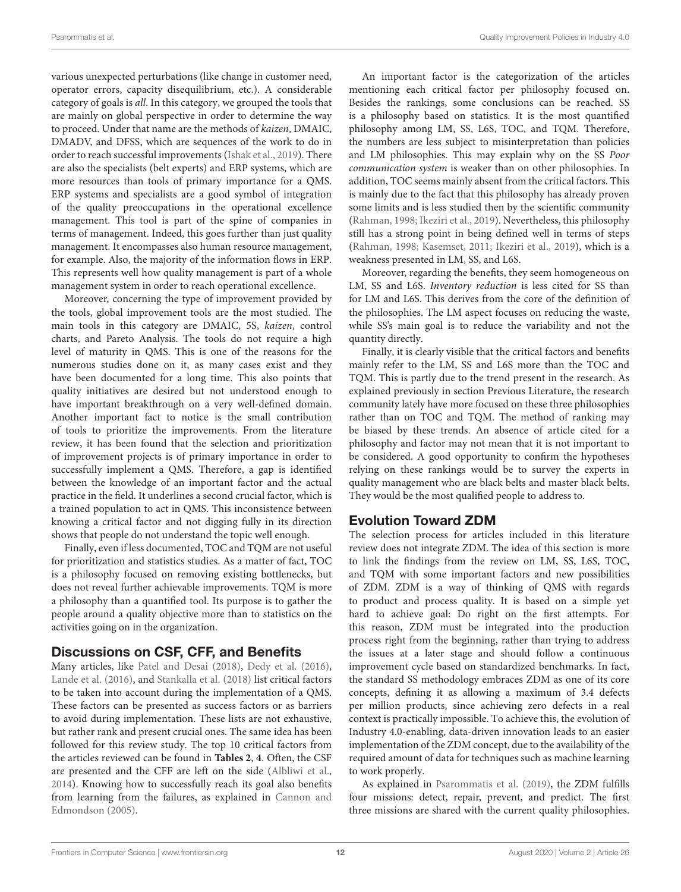various unexpected perturbations (like change in customer need, operator errors, capacity disequilibrium, etc.). A considerable category of goals is *all*. In this category, we grouped the tools that are mainly on global perspective in order to determine the way to proceed. Under that name are the methods of *kaizen*, DMAIC, DMADV, and DFSS, which are sequences of the work to do in order to reach successful improvements (Ishak et al., 2019). There are also the specialists (belt experts) and ERP systems, which are more resources than tools of primary importance for a QMS. ERP systems and specialists are a good symbol of integration of the quality preoccupations in the operational excellence management. This tool is part of the spine of companies in terms of management. Indeed, this goes further than just quality management. It encompasses also human resource management, for example. Also, the majority of the information flows in ERP. This represents well how quality management is part of a whole management system in order to reach operational excellence.

Moreover, concerning the type of improvement provided by the tools, global improvement tools are the most studied. The main tools in this category are DMAIC, 5S, *kaizen*, control charts, and Pareto Analysis. The tools do not require a high level of maturity in QMS. This is one of the reasons for the numerous studies done on it, as many cases exist and they have been documented for a long time. This also points that quality initiatives are desired but not understood enough to have important breakthrough on a very well-defined domain. Another important fact to notice is the small contribution of tools to prioritize the improvements. From the literature review, it has been found that the selection and prioritization of improvement projects is of primary importance in order to successfully implement a QMS. Therefore, a gap is identified between the knowledge of an important factor and the actual practice in the field. It underlines a second crucial factor, which is a trained population to act in QMS. This inconsistence between knowing a critical factor and not digging fully in its direction shows that people do not understand the topic well enough.

Finally, even if less documented, TOC and TQM are not useful for prioritization and statistics studies. As a matter of fact, TOC is a philosophy focused on removing existing bottlenecks, but does not reveal further achievable improvements. TQM is more a philosophy than a quantified tool. Its purpose is to gather the people around a quality objective more than to statistics on the activities going on in the organization.

## Discussions on CSF, CFF, and Benefits

Many articles, like Patel and Desai (2018), Dedy et al. (2016), Lande et al. (2016), and Stankalla et al. (2018) list critical factors to be taken into account during the implementation of a QMS. These factors can be presented as success factors or as barriers to avoid during implementation. These lists are not exhaustive, but rather rank and present crucial ones. The same idea has been followed for this review study. The top 10 critical factors from the articles reviewed can be found in **Tables 2**, **4**. Often, the CSF are presented and the CFF are left on the side (Albliwi et al., 2014). Knowing how to successfully reach its goal also benefits from learning from the failures, as explained in Cannon and Edmondson (2005).

An important factor is the categorization of the articles mentioning each critical factor per philosophy focused on. Besides the rankings, some conclusions can be reached. SS is a philosophy based on statistics. It is the most quantified philosophy among LM, SS, L6S, TOC, and TQM. Therefore, the numbers are less subject to misinterpretation than policies and LM philosophies. This may explain why on the SS *Poor communication system* is weaker than on other philosophies. In addition, TOC seems mainly absent from the critical factors. This is mainly due to the fact that this philosophy has already proven some limits and is less studied then by the scientific community (Rahman, 1998; Ikeziri et al., 2019). Nevertheless, this philosophy still has a strong point in being defined well in terms of steps (Rahman, 1998; Kasemset, 2011; Ikeziri et al., 2019), which is a weakness presented in LM, SS, and L6S.

Moreover, regarding the benefits, they seem homogeneous on LM, SS and L6S. *Inventory reduction* is less cited for SS than for LM and L6S. This derives from the core of the definition of the philosophies. The LM aspect focuses on reducing the waste, while SS's main goal is to reduce the variability and not the quantity directly.

Finally, it is clearly visible that the critical factors and benefits mainly refer to the LM, SS and L6S more than the TOC and TQM. This is partly due to the trend present in the research. As explained previously in section Previous Literature, the research community lately have more focused on these three philosophies rather than on TOC and TQM. The method of ranking may be biased by these trends. An absence of article cited for a philosophy and factor may not mean that it is not important to be considered. A good opportunity to confirm the hypotheses relying on these rankings would be to survey the experts in quality management who are black belts and master black belts. They would be the most qualified people to address to.

## Evolution Toward ZDM

The selection process for articles included in this literature review does not integrate ZDM. The idea of this section is more to link the findings from the review on LM, SS, L6S, TOC, and TQM with some important factors and new possibilities of ZDM. ZDM is a way of thinking of QMS with regards to product and process quality. It is based on a simple yet hard to achieve goal: Do right on the first attempts. For this reason, ZDM must be integrated into the production process right from the beginning, rather than trying to address the issues at a later stage and should follow a continuous improvement cycle based on standardized benchmarks. In fact, the standard SS methodology embraces ZDM as one of its core concepts, defining it as allowing a maximum of 3.4 defects per million products, since achieving zero defects in a real context is practically impossible. To achieve this, the evolution of Industry 4.0-enabling, data-driven innovation leads to an easier implementation of the ZDM concept, due to the availability of the required amount of data for techniques such as machine learning to work properly.

As explained in Psarommatis et al. (2019), the ZDM fulfills four missions: detect, repair, prevent, and predict. The first three missions are shared with the current quality philosophies.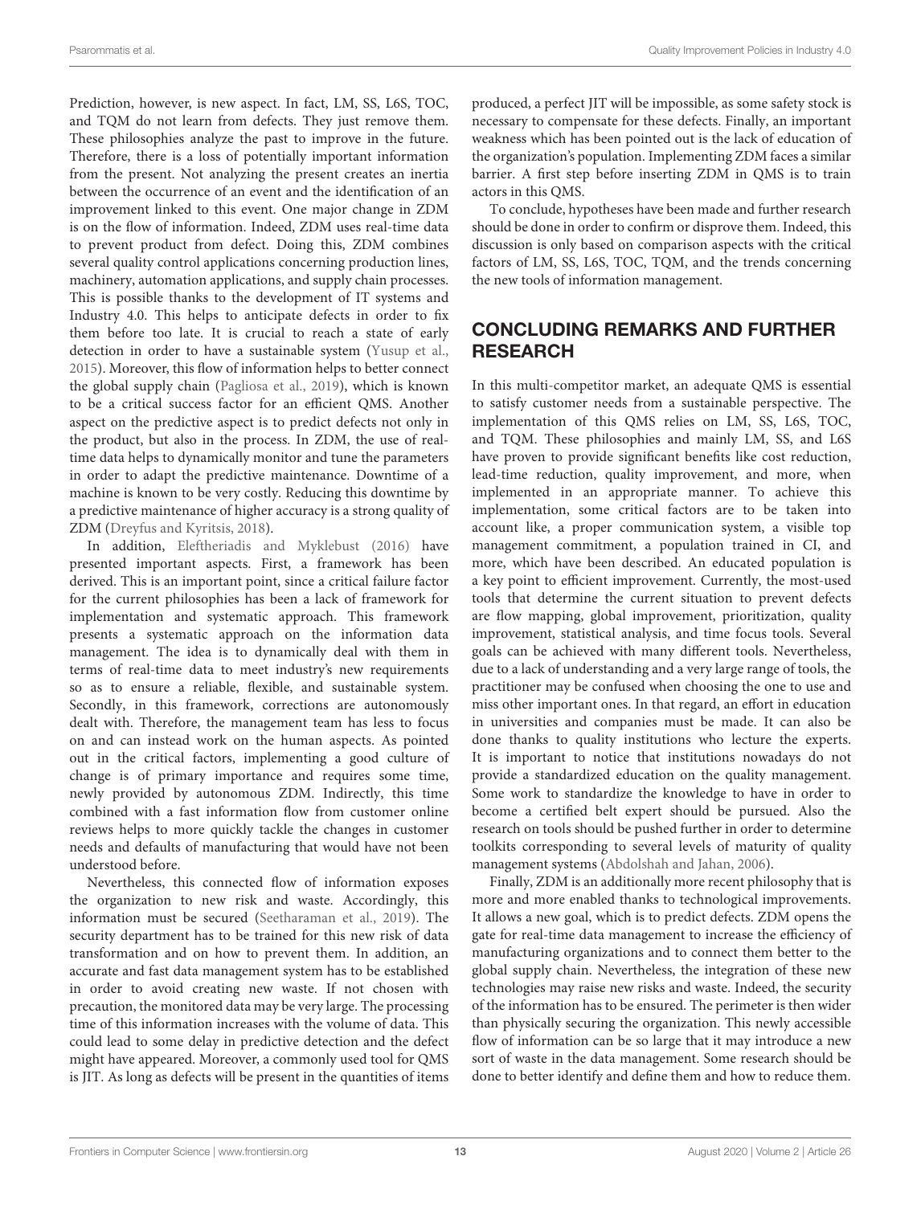Prediction, however, is new aspect. In fact, LM, SS, L6S, TOC, and TQM do not learn from defects. They just remove them. These philosophies analyze the past to improve in the future. Therefore, there is a loss of potentially important information from the present. Not analyzing the present creates an inertia between the occurrence of an event and the identification of an improvement linked to this event. One major change in ZDM is on the flow of information. Indeed, ZDM uses real-time data to prevent product from defect. Doing this, ZDM combines several quality control applications concerning production lines, machinery, automation applications, and supply chain processes. This is possible thanks to the development of IT systems and Industry 4.0. This helps to anticipate defects in order to fix them before too late. It is crucial to reach a state of early detection in order to have a sustainable system (Yusup et al., 2015). Moreover, this flow of information helps to better connect the global supply chain (Pagliosa et al., 2019), which is known to be a critical success factor for an efficient QMS. Another aspect on the predictive aspect is to predict defects not only in the product, but also in the process. In ZDM, the use of real-time data helps to dynamically monitor and tune the parameters in order to adapt the predictive maintenance. Downtime of a machine is known to be very costly. Reducing this downtime by a predictive maintenance of higher accuracy is a strong quality of ZDM (Dreyfus and Kyritsis, 2018).

In addition, Eleftheriadis and Myklebust (2016) have presented important aspects. First, a framework has been derived. This is an important point, since a critical failure factor for the current philosophies has been a lack of framework for implementation and systematic approach. This framework presents a systematic approach on the information data management. The idea is to dynamically deal with them in terms of real-time data to meet industry's new requirements so as to ensure a reliable, flexible, and sustainable system. Secondly, in this framework, corrections are autonomously dealt with. Therefore, the management team has less to focus on and can instead work on the human aspects. As pointed out in the critical factors, implementing a good culture of change is of primary importance and requires some time, newly provided by autonomous ZDM. Indirectly, this time combined with a fast information flow from customer online reviews helps to more quickly tackle the changes in customer needs and defaults of manufacturing that would have not been understood before.

Nevertheless, this connected flow of information exposes the organization to new risk and waste. Accordingly, this information must be secured (Seetharaman et al., 2019). The security department has to be trained for this new risk of data transformation and on how to prevent them. In addition, an accurate and fast data management system has to be established in order to avoid creating new waste. If not chosen with precaution, the monitored data may be very large. The processing time of this information increases with the volume of data. This could lead to some delay in predictive detection and the defect might have appeared. Moreover, a commonly used tool for QMS is JIT. As long as defects will be present in the quantities of items produced, a perfect JIT will be impossible, as some safety stock is necessary to compensate for these defects. Finally, an important weakness which has been pointed out is the lack of education of the organization's population. Implementing ZDM faces a similar barrier. A first step before inserting ZDM in QMS is to train actors in this QMS.

To conclude, hypotheses have been made and further research should be done in order to confirm or disprove them. Indeed, this discussion is only based on comparison aspects with the critical factors of LM, SS, L6S, TOC, TQM, and the trends concerning the new tools of information management.

## CONCLUDING REMARKS AND FURTHER RESEARCH

In this multi-competitor market, an adequate QMS is essential to satisfy customer needs from a sustainable perspective. The implementation of this QMS relies on LM, SS, L6S, TOC, and TQM. These philosophies and mainly LM, SS, and L6S have proven to provide significant benefits like cost reduction, lead-time reduction, quality improvement, and more, when implemented in an appropriate manner. To achieve this implementation, some critical factors are to be taken into account like, a proper communication system, a visible top management commitment, a population trained in CI, and more, which have been described. An educated population is a key point to efficient improvement. Currently, the most-used tools that determine the current situation to prevent defects are flow mapping, global improvement, prioritization, quality improvement, statistical analysis, and time focus tools. Several goals can be achieved with many different tools. Nevertheless, due to a lack of understanding and a very large range of tools, the practitioner may be confused when choosing the one to use and miss other important ones. In that regard, an effort in education in universities and companies must be made. It can also be done thanks to quality institutions who lecture the experts. It is important to notice that institutions nowadays do not provide a standardized education on the quality management. Some work to standardize the knowledge to have in order to become a certified belt expert should be pursued. Also the research on tools should be pushed further in order to determine toolkits corresponding to several levels of maturity of quality management systems (Abdolshah and Jahan, 2006).

Finally, ZDM is an additionally more recent philosophy that is more and more enabled thanks to technological improvements. It allows a new goal, which is to predict defects. ZDM opens the gate for real-time data management to increase the efficiency of manufacturing organizations and to connect them better to the global supply chain. Nevertheless, the integration of these new technologies may raise new risks and waste. Indeed, the security of the information has to be ensured. The perimeter is then wider than physically securing the organization. This newly accessible flow of information can be so large that it may introduce a new sort of waste in the data management. Some research should be done to better identify and define them and how to reduce them.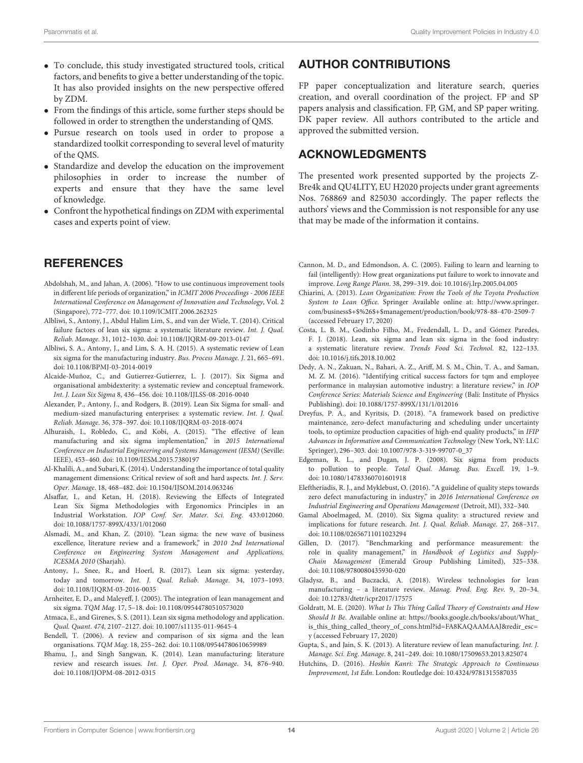- To conclude, this study investigated structured tools, critical factors, and benefits to give a better understanding of the topic. It has also provided insights on the new perspective offered by ZDM.
- From the findings of this article, some further steps should be followed in order to strengthen the understanding of QMS.
- Pursue research on tools used in order to propose a standardized toolkit corresponding to several level of maturity of the QMS.
- Standardize and develop the education on the improvement philosophies in order to increase the number of experts and ensure that they have the same level of knowledge.
- Confront the hypothetical findings on ZDM with experimental cases and experts point of view.

## AUTHOR CONTRIBUTIONS

FP paper conceptualization and literature search, queries creation, and overall coordination of the project. FP and SP papers analysis and classification. FP, GM, and SP paper writing. DK paper review. All authors contributed to the article and approved the submitted version.

## ACKNOWLEDGMENTS

The presented work presented supported by the projects Z-Bre4k and QU4LITY, EU H2020 projects under grant agreements Nos. 768869 and 825030 accordingly. The paper reflects the authors' views and the Commission is not responsible for any use that may be made of the information it contains.

## REFERENCES

Abdolshah, M., and Jahan, A. (2006). "How to use continuous improvement tools in different life periods of organization," in *ICMIT 2006 Proceedings - 2006 IEEE International Conference on Management of Innovation and Technology*, Vol. 2 (Singapore), 772–777. doi: 10.1109/ICMIT.2006.262325

Albliwi, S., Antony, J., Abdul Halim Lim, S., and van der Wiele, T. (2014). Critical failure factors of lean six sigma: a systematic literature review. *Int. J. Qual. Reliab. Manage*. 31, 1012–1030. doi: 10.1108/IJQRM-09-2013-0147

Albliwi, S. A., Antony, J., and Lim, S. A. H. (2015). A systematic review of Lean six sigma for the manufacturing industry. *Bus. Process Manage. J*. 21, 665–691. doi: 10.1108/BPMJ-03-2014-0019

Alcaide-Muñoz, C., and Gutierrez-Gutierrez, L. J. (2017). Six Sigma and organisational ambidexterity: a systematic review and conceptual framework. *Int. J. Lean Six Sigma* 8, 436–456. doi: 10.1108/IJLSS-08-2016-0040

Alexander, P., Antony, J., and Rodgers, B. (2019). Lean Six Sigma for small- and medium-sized manufacturing enterprises: a systematic review. *Int. J. Qual. Reliab. Manage*. 36, 378–397. doi: 10.1108/IJQRM-03-2018-0074

Alhuraish, I., Robledo, C., and Kobi, A. (2015). "The effective of lean manufacturing and six sigma implementation," in *2015 International Conference on Industrial Engineering and Systems Management (IESM)* (Seville: IEEE), 453–460. doi: 10.1109/IESM.2015.7380197

Al-Khalili, A., and Subari, K. (2014). Understanding the importance of total quality management dimensions: Critical review of soft and hard aspects. *Int. J. Serv. Oper. Manage*. 18, 468–482. doi: 10.1504/IJSOM.2014.063246

Alsaffar, I., and Ketan, H. (2018). Reviewing the Effects of Integrated Lean Six Sigma Methodologies with Ergonomics Principles in an Industrial Workstation. *IOP Conf. Ser. Mater. Sci. Eng*. 433:012060. doi: 10.1088/1757-899X/433/1/012060

Alsmadi, M., and Khan, Z. (2010). "Lean sigma: the new wave of business excellence, literature review and a framework," in *2010 2nd International Conference on Engineering System Management and Applications, ICESMA 2010* (Sharjah).

Antony, J., Snee, R., and Hoerl, R. (2017). Lean six sigma: yesterday, today and tomorrow. *Int. J. Qual. Reliab. Manage*. 34, 1073–1093. doi: 10.1108/IJQRM-03-2016-0035

Arnheiter, E. D., and Maleyeff, J. (2005). The integration of lean management and six sigma. *TQM Mag*. 17, 5–18. doi: 10.1108/09544780510573020

Atmaca, E., and Girenes, S. S. (2011). Lean six sigma methodology and application. *Qual. Quant*. *474*, 2107–2127. doi: 10.1007/s11135-011-9645-4

Bendell, T. (2006). A review and comparison of six sigma and the lean organisations. *TQM Mag*. 18, 255–262. doi: 10.1108/09544780610659989

Bhamu, J., and Singh Sangwan, K. (2014). Lean manufacturing: literature review and research issues. *Int. J. Oper. Prod. Manage*. 34, 876–940. doi: 10.1108/IJOPM-08-2012-0315

Cannon, M. D., and Edmondson, A. C. (2005). Failing to learn and learning to fail (intelligently): How great organizations put failure to work to innovate and improve. *Long Range Plann*. 38, 299–319. doi: 10.1016/j.lrp.2005.04.005

Chiarini, A. (2013). *Lean Organization: From the Tools of the Toyota Production System to Lean Office*. Springer Available online at: http://www.springer.com/business$+$%26$+$management/production/book/978-88-470-2509-7 (accessed February 17, 2020)

Costa, L. B. M., Godinho Filho, M., Fredendall, L. D., and Gómez Paredes, F. J. (2018). Lean, six sigma and lean six sigma in the food industry: a systematic literature review. *Trends Food Sci. Technol*. 82, 122–133. doi: 10.1016/j.tifs.2018.10.002

Dedy, A. N., Zakuan, N., Bahari, A. Z., Ariff, M. S. M., Chin, T. A., and Saman, M. Z. M. (2016). "Identifying critical success factors for tqm and employee performance in malaysian automotive industry: a literature review," in *IOP Conference Series: Materials Science and Engineering* (Bali: Institute of Physics Publishing). doi: 10.1088/1757-899X/131/1/012016

Dreyfus, P. A., and Kyritsis, D. (2018). "A framework based on predictive maintenance, zero-defect manufacturing and scheduling under uncertainty tools, to optimize production capacities of high-end quality products," in *IFIP Advances in Information and Communication Technology* (New York, NY: LLC Springer), 296–303. doi: 10.1007/978-3-319-99707-0_37

Edgeman, R. L., and Dugan, J. P. (2008). Six sigma from products to pollution to people. *Total Qual. Manag. Bus. Excell*. 19, 1–9. doi: 10.1080/14783360701601918

Eleftheriadis, R. J., and Myklebust, O. (2016). "A guideline of quality steps towards zero defect manufacturing in industry," in *2016 International Conference on Industrial Engineering and Operations Management* (Detroit, MI), 332–340.

Gamal Aboelmaged, M. (2010). Six Sigma quality: a structured review and implications for future research. *Int. J. Qual. Reliab. Manage*. 27, 268–317. doi: 10.1108/02656711011023294

Gillen, D. (2017). "Benchmarking and performance measurement: the role in quality management," in *Handbook of Logistics and Supply-Chain Management* (Emerald Group Publishing Limited), 325–338. doi: 10.1108/9780080435930-020

Gladysz, B., and Buczacki, A. (2018). Wireless technologies for lean manufacturing – a literature review. *Manag. Prod. Eng. Rev*. 9, 20–34. doi: 10.12783/dtetr/icpr2017/17575

Goldratt, M. E. (2020). *What Is This Thing Called Theory of Constraints and How Should It Be*. Available online at: https://books.google.ch/books/about/What_is_this_thing_called_theory_of_cons.html?id=FA8KAQAAMAAJ&redir_esc=y (accessed February 17, 2020)

Gupta, S., and Jain, S. K. (2013). A literature review of lean manufacturing. *Int. J. Manage. Sci. Eng. Manage*. 8, 241–249. doi: 10.1080/17509653.2013.825074

Hutchins, D. (2016). *Hoshin Kanri: The Strategic Approach to Continuous Improvement, 1st Edn*. London: Routledge doi: 10.4324/9781315587035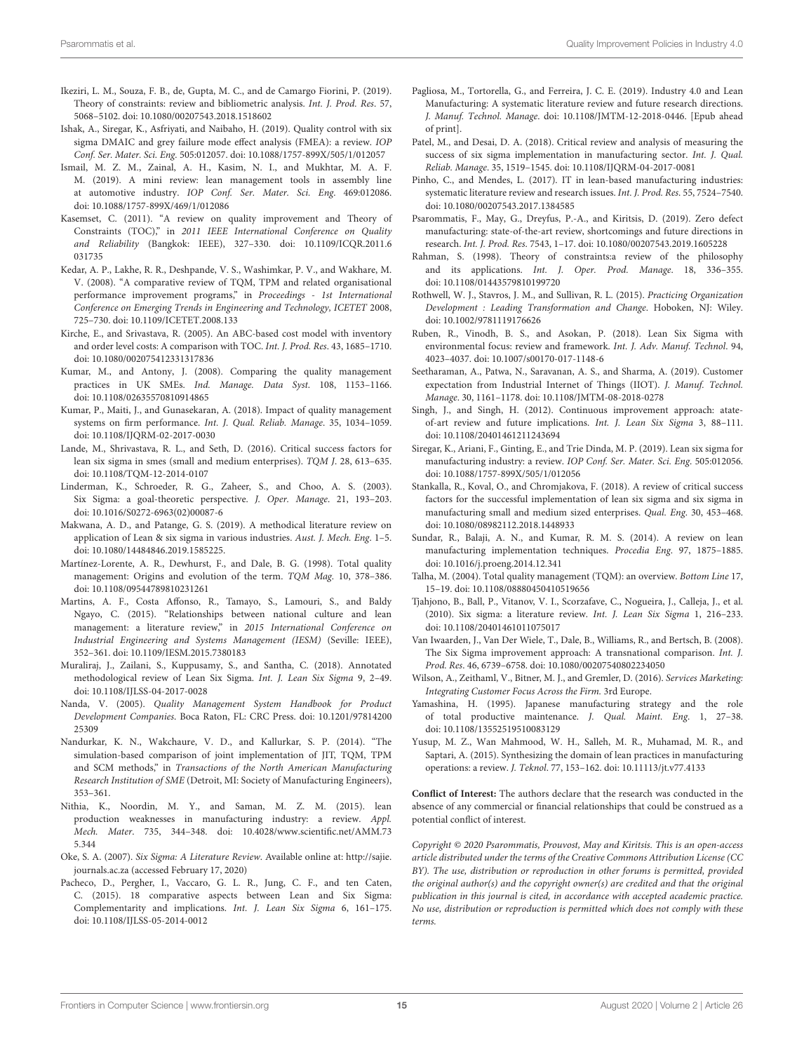Ikeziri, L. M., Souza, F. B., de, Gupta, M. C., and de Camargo Fiorini, P. (2019). Theory of constraints: review and bibliometric analysis. *Int. J. Prod. Res*. 57, 5068–5102. doi: 10.1080/00207543.2018.1518602

Ishak, A., Siregar, K., Asfriyati, and Naibaho, H. (2019). Quality control with six sigma DMAIC and grey failure mode effect analysis (FMEA): a review. *IOP Conf. Ser. Mater. Sci. Eng*. 505:012057. doi: 10.1088/1757-899X/505/1/012057

Ismail, M. Z. M., Zainal, A. H., Kasim, N. I., and Mukhtar, M. A. F. M. (2019). A mini review: lean management tools in assembly line at automotive industry. *IOP Conf. Ser. Mater. Sci. Eng*. 469:012086. doi: 10.1088/1757-899X/469/1/012086

Kasemset, C. (2011). "A review on quality improvement and Theory of Constraints (TOC)," in *2011 IEEE International Conference on Quality and Reliability* (Bangkok: IEEE), 327–330. doi: 10.1109/ICQR.2011.6031735

Kedar, A. P., Lakhe, R. R., Deshpande, V. S., Washimkar, P. V., and Wakhare, M. V. (2008). "A comparative review of TQM, TPM and related organisational performance improvement programs," in *Proceedings - 1st International Conference on Emerging Trends in Engineering and Technology, ICETET* 2008, 725–730. doi: 10.1109/ICETET.2008.133

Kirche, E., and Srivastava, R. (2005). An ABC-based cost model with inventory and order level costs: A comparison with TOC. *Int. J. Prod. Res*. 43, 1685–1710. doi: 10.1080/002075412331317836

Kumar, M., and Antony, J. (2008). Comparing the quality management practices in UK SMEs. *Ind. Manage. Data Syst*. 108, 1153–1166. doi: 10.1108/02635570810914865

Kumar, P., Maiti, J., and Gunasekaran, A. (2018). Impact of quality management systems on firm performance. *Int. J. Qual. Reliab. Manage*. 35, 1034–1059. doi: 10.1108/IJQRM-02-2017-0030

Lande, M., Shrivastava, R. L., and Seth, D. (2016). Critical success factors for lean six sigma in smes (small and medium enterprises). *TQM J*. 28, 613–635. doi: 10.1108/TQM-12-2014-0107

Linderman, K., Schroeder, R. G., Zaheer, S., and Choo, A. S. (2003). Six Sigma: a goal-theoretic perspective. *J. Oper. Manage*. 21, 193–203. doi: 10.1016/S0272-6963(02)00087-6

Makwana, A. D., and Patange, G. S. (2019). A methodical literature review on application of Lean & six sigma in various industries. *Aust. J. Mech. Eng*. 1–5. doi: 10.1080/14484846.2019.1585225.

Martínez-Lorente, A. R., Dewhurst, F., and Dale, B. G. (1998). Total quality management: Origins and evolution of the term. *TQM Mag*. 10, 378–386. doi: 10.1108/09544789810231261

Martins, A. F., Costa Affonso, R., Tamayo, S., Lamouri, S., and Baldy Ngayo, C. (2015). "Relationships between national culture and lean management: a literature review," in *2015 International Conference on Industrial Engineering and Systems Management (IESM)* (Seville: IEEE), 352–361. doi: 10.1109/IESM.2015.7380183

Muraliraj, J., Zailani, S., Kuppusamy, S., and Santha, C. (2018). Annotated methodological review of Lean Six Sigma. *Int. J. Lean Six Sigma* 9, 2–49. doi: 10.1108/IJLSS-04-2017-0028

Nanda, V. (2005). *Quality Management System Handbook for Product Development Companies*. Boca Raton, FL: CRC Press. doi: 10.1201/9781420025309

Nandurkar, K. N., Wakchaure, V. D., and Kallurkar, S. P. (2014). "The simulation-based comparison of joint implementation of JIT, TQM, TPM and SCM methods," in *Transactions of the North American Manufacturing Research Institution of SME* (Detroit, MI: Society of Manufacturing Engineers), 353–361.

Nithia, K., Noordin, M. Y., and Saman, M. Z. M. (2015). lean production weaknesses in manufacturing industry: a review. *Appl. Mech. Mater*. 735, 344–348. doi: 10.4028/www.scientific.net/AMM.735.344

Oke, S. A. (2007). *Six Sigma: A Literature Review*. Available online at: http://sajie.journals.ac.za (accessed February 17, 2020)

Pacheco, D., Pergher, I., Vaccaro, G. L. R., Jung, C. F., and ten Caten, C. (2015). 18 comparative aspects between Lean and Six Sigma: Complementarity and implications. *Int. J. Lean Six Sigma* 6, 161–175. doi: 10.1108/IJLSS-05-2014-0012

Pagliosa, M., Tortorella, G., and Ferreira, J. C. E. (2019). Industry 4.0 and Lean Manufacturing: A systematic literature review and future research directions. *J. Manuf. Technol. Manage*. doi: 10.1108/JMTM-12-2018-0446. [Epub ahead of print].

Patel, M., and Desai, D. A. (2018). Critical review and analysis of measuring the success of six sigma implementation in manufacturing sector. *Int. J. Qual. Reliab. Manage*. 35, 1519–1545. doi: 10.1108/IJQRM-04-2017-0081

Pinho, C., and Mendes, L. (2017). IT in lean-based manufacturing industries: systematic literature review and research issues. *Int. J. Prod. Res*. 55, 7524–7540. doi: 10.1080/00207543.2017.1384585

Psarommatis, F., May, G., Dreyfus, P.-A., and Kiritsis, D. (2019). Zero defect manufacturing: state-of-the-art review, shortcomings and future directions in research. *Int. J. Prod. Res*. 7543, 1–17. doi: 10.1080/00207543.2019.1605228

Rahman, S. (1998). Theory of constraints:a review of the philosophy and its applications. *Int. J. Oper. Prod. Manage*. 18, 336–355. doi: 10.1108/01443579810199720

Rothwell, W. J., Stavros, J. M., and Sullivan, R. L. (2015). *Practicing Organization Development : Leading Transformation and Change*. Hoboken, NJ: Wiley. doi: 10.1002/9781119176626

Ruben, R., Vinodh, B. S., and Asokan, P. (2018). Lean Six Sigma with environmental focus: review and framework. *Int. J. Adv. Manuf. Technol*. 94, 4023–4037. doi: 10.1007/s00170-017-1148-6

Seetharaman, A., Patwa, N., Saravanan, A. S., and Sharma, A. (2019). Customer expectation from Industrial Internet of Things (IIOT). *J. Manuf. Technol. Manage*. 30, 1161–1178. doi: 10.1108/JMTM-08-2018-0278

Singh, J., and Singh, H. (2012). Continuous improvement approach: atate-of-art review and future implications. *Int. J. Lean Six Sigma* 3, 88–111. doi: 10.1108/20401461211243694

Siregar, K., Ariani, F., Ginting, E., and Trie Dinda, M. P. (2019). Lean six sigma for manufacturing industry: a review. *IOP Conf. Ser. Mater. Sci. Eng*. 505:012056. doi: 10.1088/1757-899X/505/1/012056

Stankalla, R., Koval, O., and Chromjakova, F. (2018). A review of critical success factors for the successful implementation of lean six sigma and six sigma in manufacturing small and medium sized enterprises. *Qual. Eng*. 30, 453–468. doi: 10.1080/08982112.2018.1448933

Sundar, R., Balaji, A. N., and Kumar, R. M. S. (2014). A review on lean manufacturing implementation techniques. *Procedia Eng*. 97, 1875–1885. doi: 10.1016/j.proeng.2014.12.341

Talha, M. (2004). Total quality management (TQM): an overview. *Bottom Line* 17, 15–19. doi: 10.1108/08880450410519656

Tjahjono, B., Ball, P., Vitanov, V. I., Scorzafave, C., Nogueira, J., Calleja, J., et al. (2010). Six sigma: a literature review. *Int. J. Lean Six Sigma* 1, 216–233. doi: 10.1108/20401461011075017

Van Iwaarden, J., Van Der Wiele, T., Dale, B., Williams, R., and Bertsch, B. (2008). The Six Sigma improvement approach: A transnational comparison. *Int. J. Prod. Res*. 46, 6739–6758. doi: 10.1080/00207540802234050

Wilson, A., Zeithaml, V., Bitner, M. J., and Gremler, D. (2016). *Services Marketing: Integrating Customer Focus Across the Firm*. 3rd Europe.

Yamashina, H. (1995). Japanese manufacturing strategy and the role of total productive maintenance. *J. Qual. Maint. Eng*. 1, 27–38. doi: 10.1108/13552519510083129

Yusup, M. Z., Wan Mahmood, W. H., Salleh, M. R., Muhamad, M. R., and Saptari, A. (2015). Synthesizing the domain of lean practices in manufacturing operations: a review. *J. Teknol*. 77, 153–162. doi: 10.11113/jt.v77.4133

**Conflict of Interest:** The authors declare that the research was conducted in the absence of any commercial or financial relationships that could be construed as a potential conflict of interest.

*Copyright © 2020 Psarommatis, Prouvost, May and Kiritsis. This is an open-access article distributed under the terms of the Creative Commons Attribution License (CC BY). The use, distribution or reproduction in other forums is permitted, provided the original author(s) and the copyright owner(s) are credited and that the original publication in this journal is cited, in accordance with accepted academic practice. No use, distribution or reproduction is permitted which does not comply with these terms.*